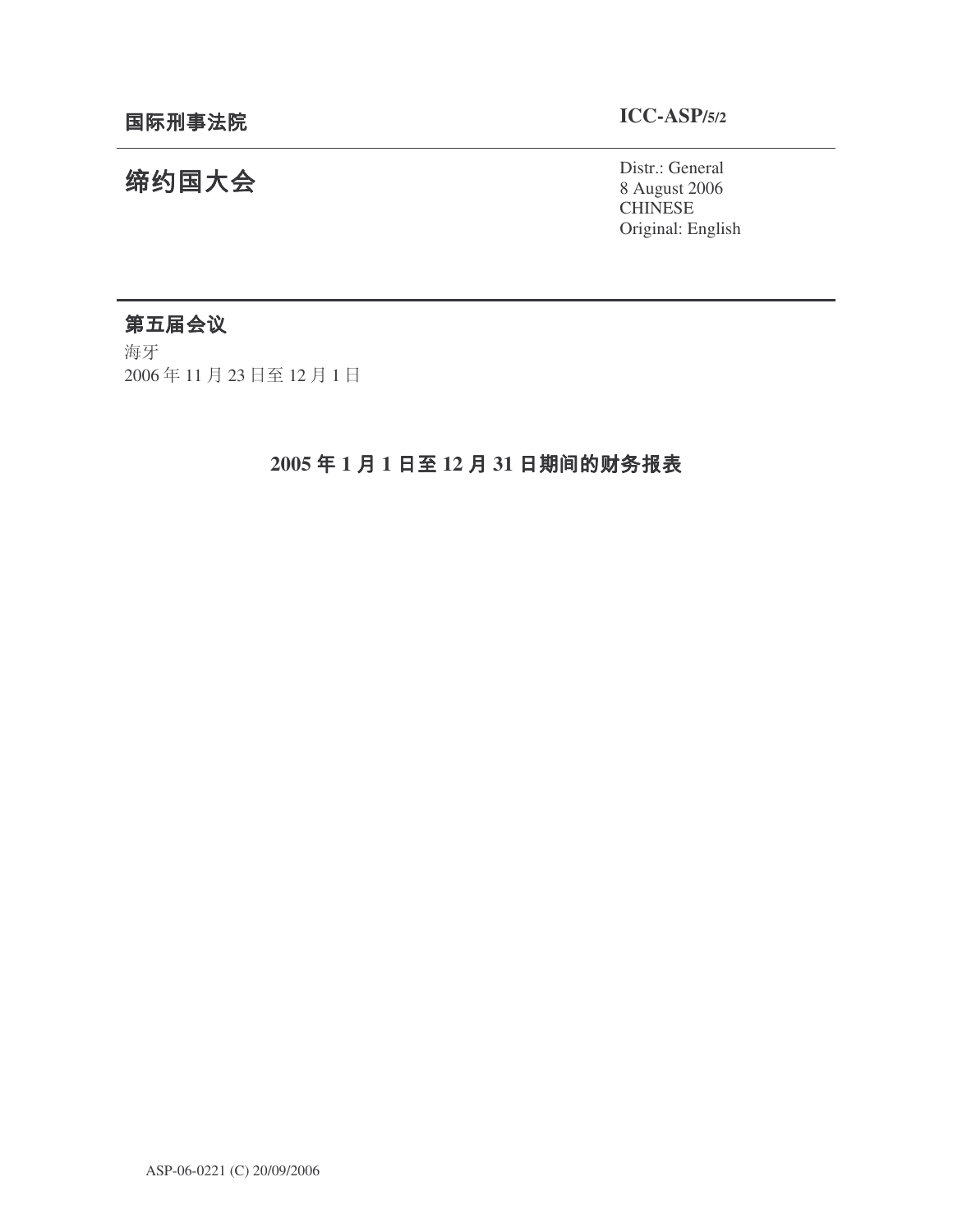国际刑事法院

**ICC-ASP/5/2**

# 缔约国大会

Distr.: General
8 August 2006
CHINESE
Original: English

## 第五届会议

海牙
2006 年 11 月 23 日至 12 月 1 日

# 2005 年 1 月 1 日至 12 月 31 日期间的财务报表

ASP-06-0221 (C) 20/09/2006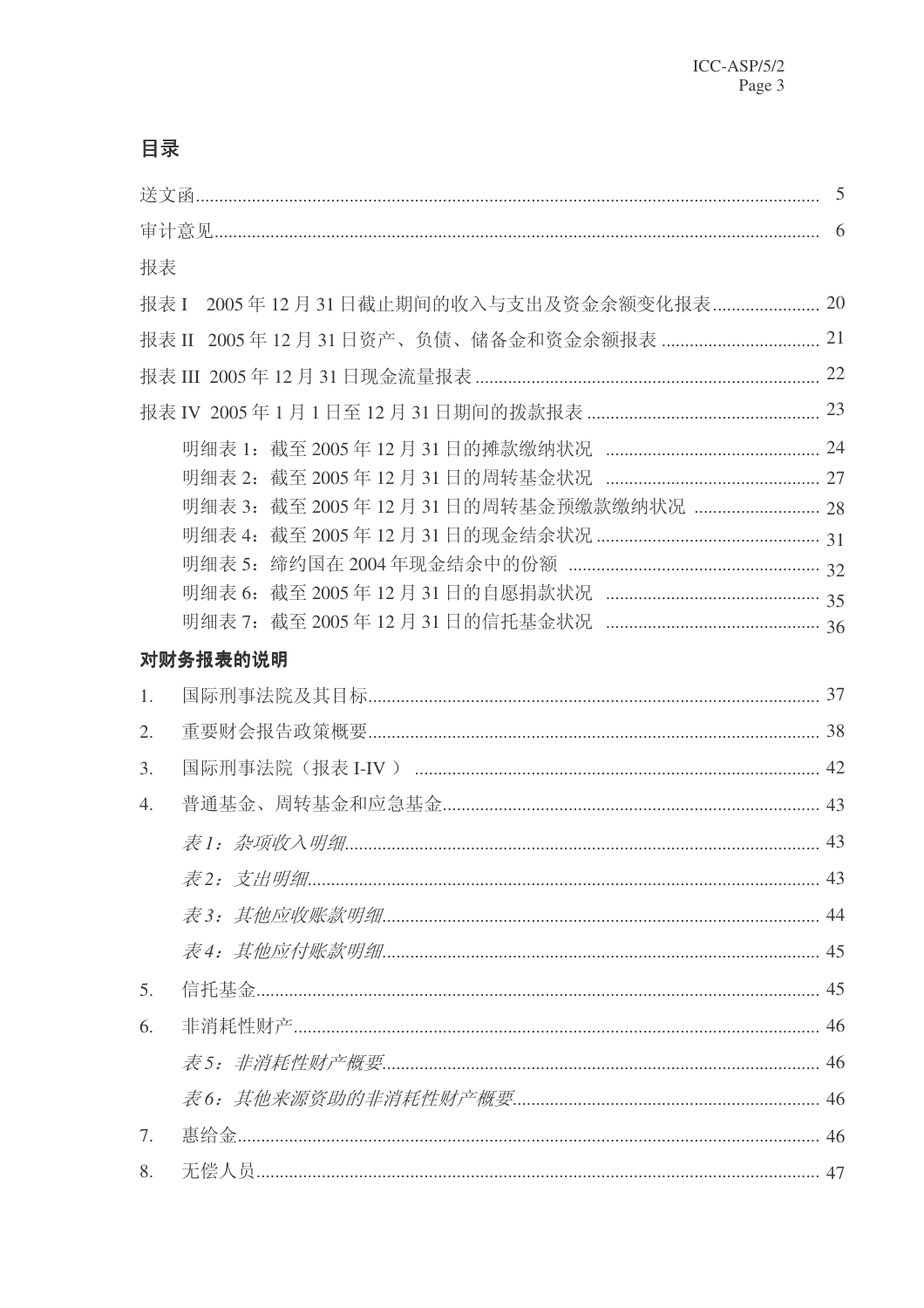# 目录

送文函 ... 5

审计意见 ... 6

报表

报表 I 2005 年 12 月 31 日截止期间的收入与支出及资金余额变化报表 ... 20

报表 II 2005 年 12 月 31 日资产、负债、储备金和资金余额报表 ... 21

报表 III 2005 年 12 月 31 日现金流量报表 ... 22

报表 IV 2005 年 1 月 1 日至 12 月 31 日期间的拨款报表 ... 23

- 明细表 1：截至 2005 年 12 月 31 日的摊款缴纳状况 ... 24
- 明细表 2：截至 2005 年 12 月 31 日的周转基金状况 ... 27
- 明细表 3：截至 2005 年 12 月 31 日的周转基金预缴款缴纳状况 ... 28
- 明细表 4：截至 2005 年 12 月 31 日的现金结余状况 ... 31
- 明细表 5：缔约国在 2004 年现金结余中的份额 ... 32
- 明细表 6：截至 2005 年 12 月 31 日的自愿捐款状况 ... 35
- 明细表 7：截至 2005 年 12 月 31 日的信托基金状况 ... 36

## 对财务报表的说明

1. 国际刑事法院及其目标 ... 37
2. 重要财会报告政策概要 ... 38
3. 国际刑事法院（报表 I-IV） ... 42
4. 普通基金、周转基金和应急基金 ... 43
   - *表 1：杂项收入明细* ... 43
   - *表 2：支出明细* ... 43
   - *表 3：其他应收账款明细* ... 44
   - *表 4：其他应付账款明细* ... 45
5. 信托基金 ... 45
6. 非消耗性财产 ... 46
   - *表 5：非消耗性财产概要* ... 46
   - *表 6：其他来源资助的非消耗性财产概要* ... 46
7. 惠给金 ... 46
8. 无偿人员 ... 47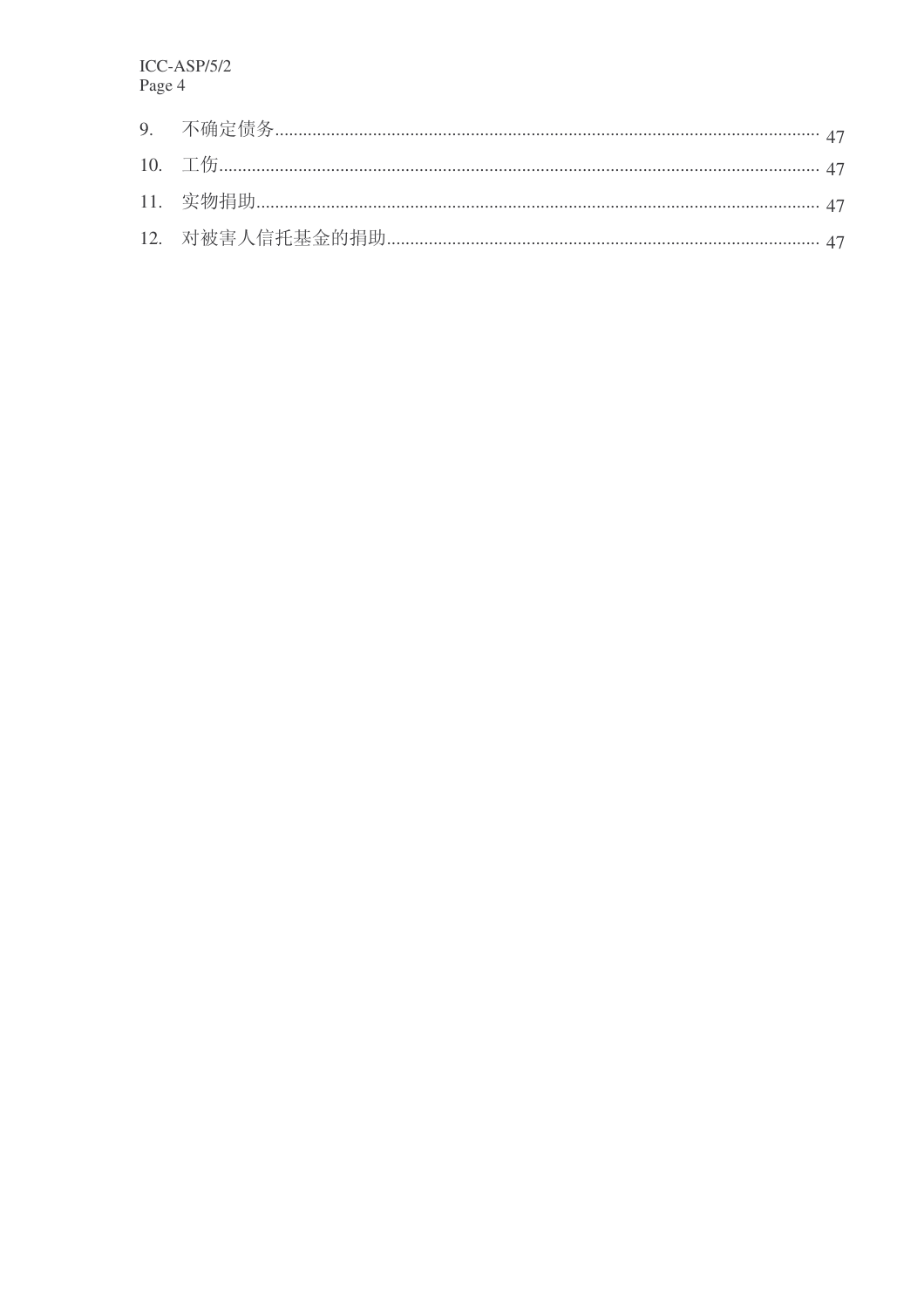9. 不确定债务 ........ 47
10. 工伤 ........ 47
11. 实物捐助 ........ 47
12. 对被害人信托基金的捐助 ........ 47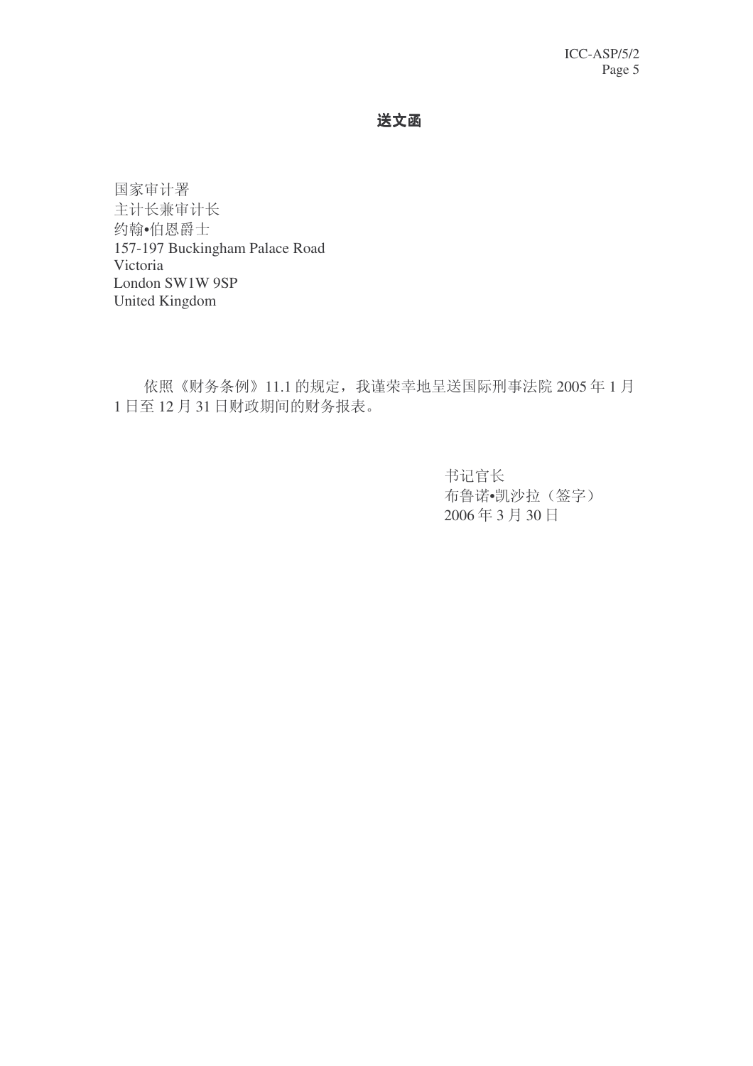# 送文函

国家审计署
主计长兼审计长
约翰•伯恩爵士
157-197 Buckingham Palace Road
Victoria
London SW1W 9SP
United Kingdom

依照《财务条例》11.1 的规定，我谨荣幸地呈送国际刑事法院 2005 年 1 月 1 日至 12 月 31 日财政期间的财务报表。

书记官长
布鲁诺•凯沙拉（签字）
2006 年 3 月 30 日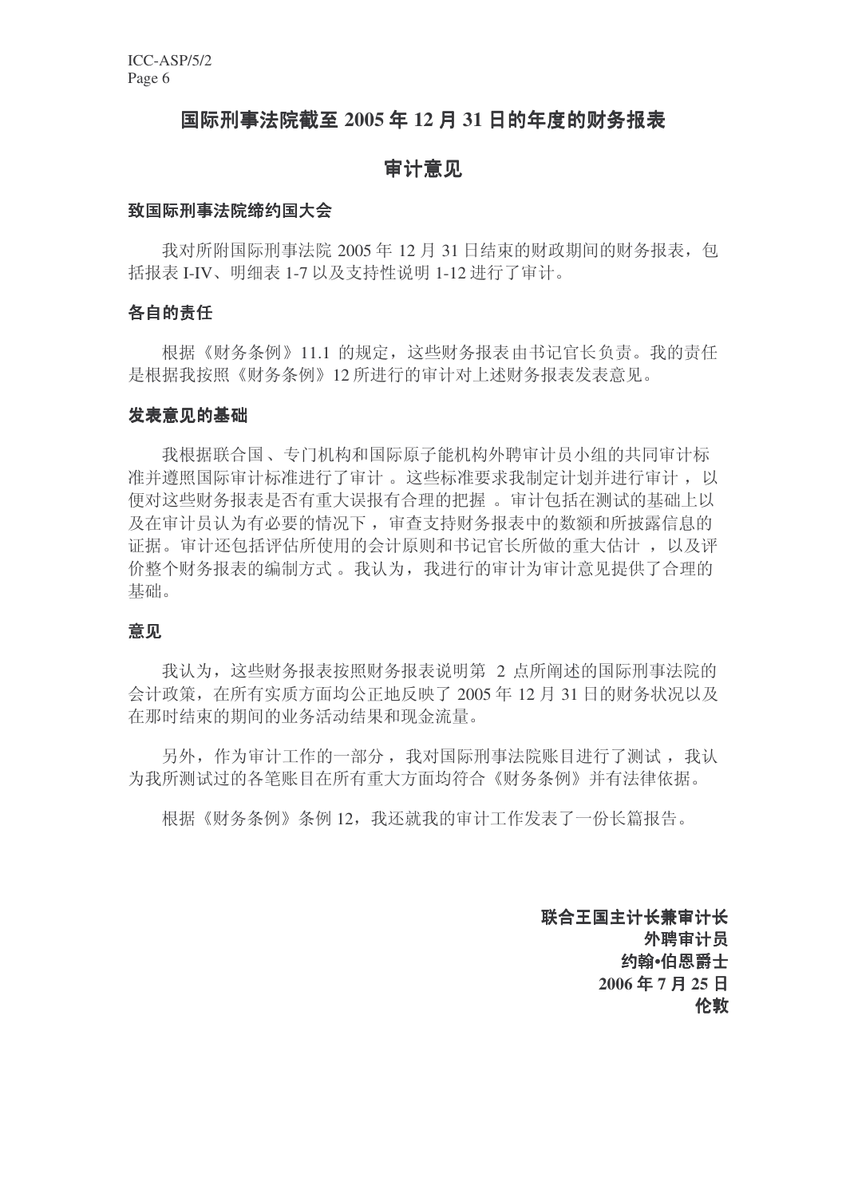# 国际刑事法院截至 2005 年 12 月 31 日的年度的财务报表

## 审计意见

**致国际刑事法院缔约国大会**

我对所附国际刑事法院 2005 年 12 月 31 日结束的财政期间的财务报表，包括报表 I-IV、明细表 1-7 以及支持性说明 1-12 进行了审计。

**各自的责任**

根据《财务条例》11.1 的规定，这些财务报表由书记官长负责。我的责任是根据我按照《财务条例》12 所进行的审计对上述财务报表发表意见。

**发表意见的基础**

我根据联合国、专门机构和国际原子能机构外聘审计员小组的共同审计标准并遵照国际审计标准进行了审计。这些标准要求我制定计划并进行审计，以便对这些财务报表是否有重大误报有合理的把握。审计包括在测试的基础上以及在审计员认为有必要的情况下，审查支持财务报表中的数额和所披露信息的证据。审计还包括评估所使用的会计原则和书记官长所做的重大估计，以及评价整个财务报表的编制方式。我认为，我进行的审计为审计意见提供了合理的基础。

**意见**

我认为，这些财务报表按照财务报表说明第 2 点所阐述的国际刑事法院的会计政策，在所有实质方面均公正地反映了 2005 年 12 月 31 日的财务状况以及在那时结束的期间的业务活动结果和现金流量。

另外，作为审计工作的一部分，我对国际刑事法院账目进行了测试，我认为我所测试过的各笔账目在所有重大方面均符合《财务条例》并有法律依据。

根据《财务条例》条例 12，我还就我的审计工作发表了一份长篇报告。

**联合王国主计长兼审计长**
**外聘审计员**
**约翰•伯恩爵士**
**2006 年 7 月 25 日**
**伦敦**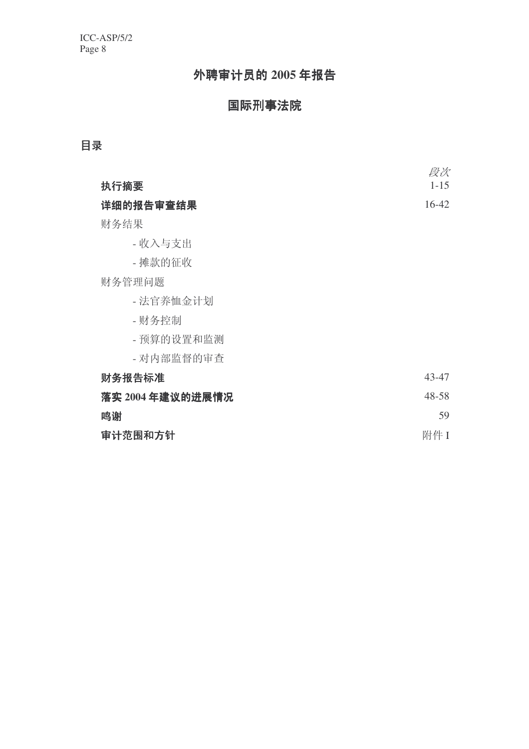# 外聘审计员的 2005 年报告

## 国际刑事法院

### 目录

| | *段次* |
|---|---|
| **执行摘要** | 1-15 |
| **详细的报告审查结果** | 16-42 |
| 财务结果 | |
| - 收入与支出 | |
| - 摊款的征收 | |
| 财务管理问题 | |
| - 法官养恤金计划 | |
| - 财务控制 | |
| - 预算的设置和监测 | |
| - 对内部监督的审查 | |
| **财务报告标准** | 43-47 |
| **落实 2004 年建议的进展情况** | 48-58 |
| **鸣谢** | 59 |
| **审计范围和方针** | 附件 I |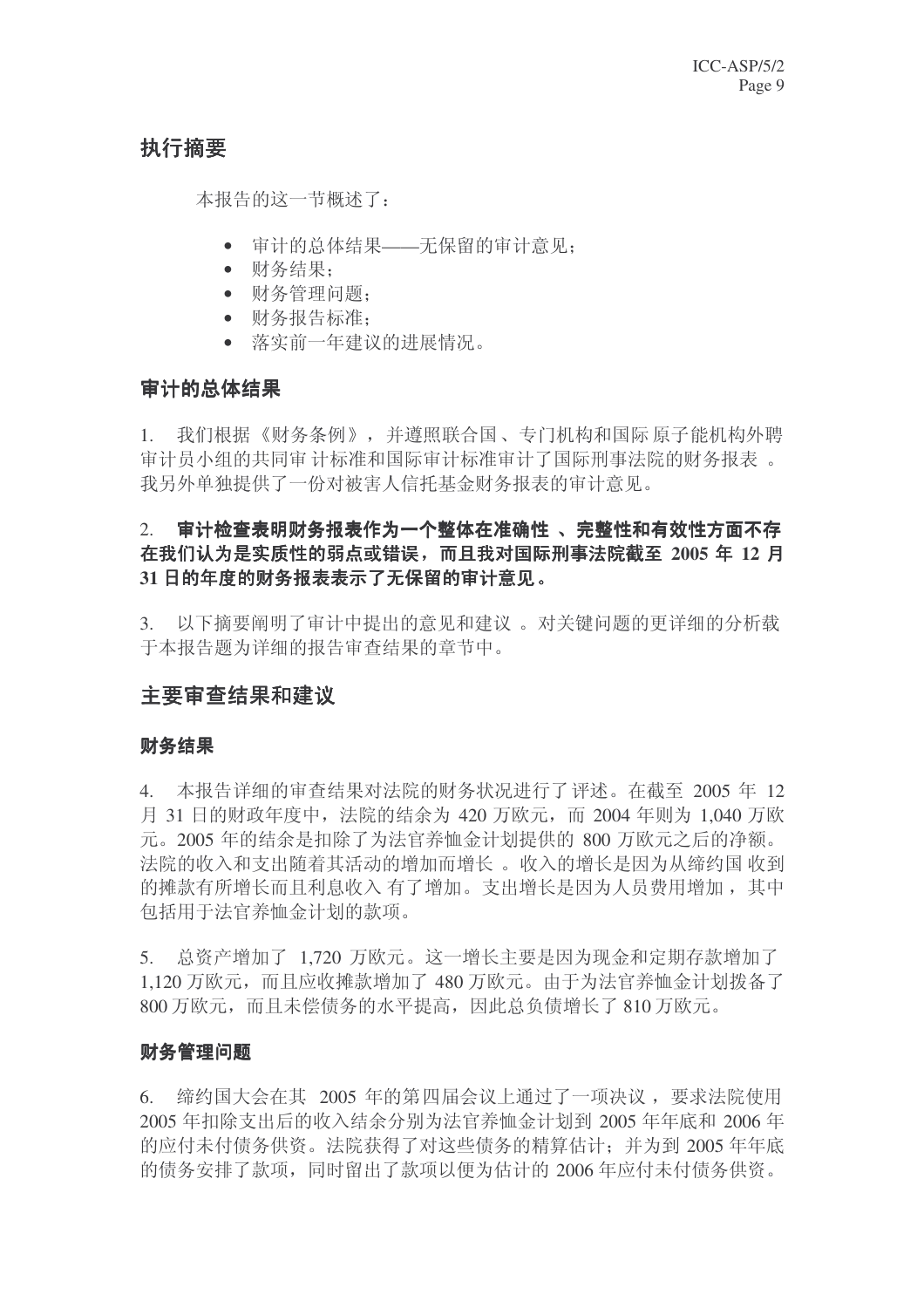## 执行摘要

本报告的这一节概述了：

- 审计的总体结果——无保留的审计意见；
- 财务结果；
- 财务管理问题；
- 财务报告标准；
- 落实前一年建议的进展情况。

### 审计的总体结果

1. 我们根据《财务条例》，并遵照联合国、专门机构和国际原子能机构外聘审计员小组的共同审计标准和国际审计标准审计了国际刑事法院的财务报表。我另外单独提供了一份对被害人信托基金财务报表的审计意见。

2. **审计检查表明财务报表作为一个整体在准确性、完整性和有效性方面不存在我们认为是实质性的弱点或错误，而且我对国际刑事法院截至 2005 年 12 月 31 日的年度的财务报表表示了无保留的审计意见。**

3. 以下摘要阐明了审计中提出的意见和建议。对关键问题的更详细的分析载于本报告题为详细的报告审查结果的章节中。

## 主要审查结果和建议

### 财务结果

4. 本报告详细的审查结果对法院的财务状况进行了评述。在截至 2005 年 12 月 31 日的财政年度中，法院的结余为 420 万欧元，而 2004 年则为 1,040 万欧元。2005 年的结余是扣除了为法官养恤金计划提供的 800 万欧元之后的净额。法院的收入和支出随着其活动的增加而增长。收入的增长是因为从缔约国收到的摊款有所增长而且利息收入有了增加。支出增长是因为人员费用增加，其中包括用于法官养恤金计划的款项。

5. 总资产增加了 1,720 万欧元。这一增长主要是因为现金和定期存款增加了 1,120 万欧元，而且应收摊款增加了 480 万欧元。由于为法官养恤金计划拨备了 800 万欧元，而且未偿债务的水平提高，因此总负债增长了 810 万欧元。

### 财务管理问题

6. 缔约国大会在其 2005 年的第四届会议上通过了一项决议，要求法院使用 2005 年扣除支出后的收入结余分别为法官养恤金计划到 2005 年年底和 2006 年的应付未付债务供资。法院获得了对这些债务的精算估计；并为到 2005 年年底的债务安排了款项，同时留出了款项以便为估计的 2006 年应付未付债务供资。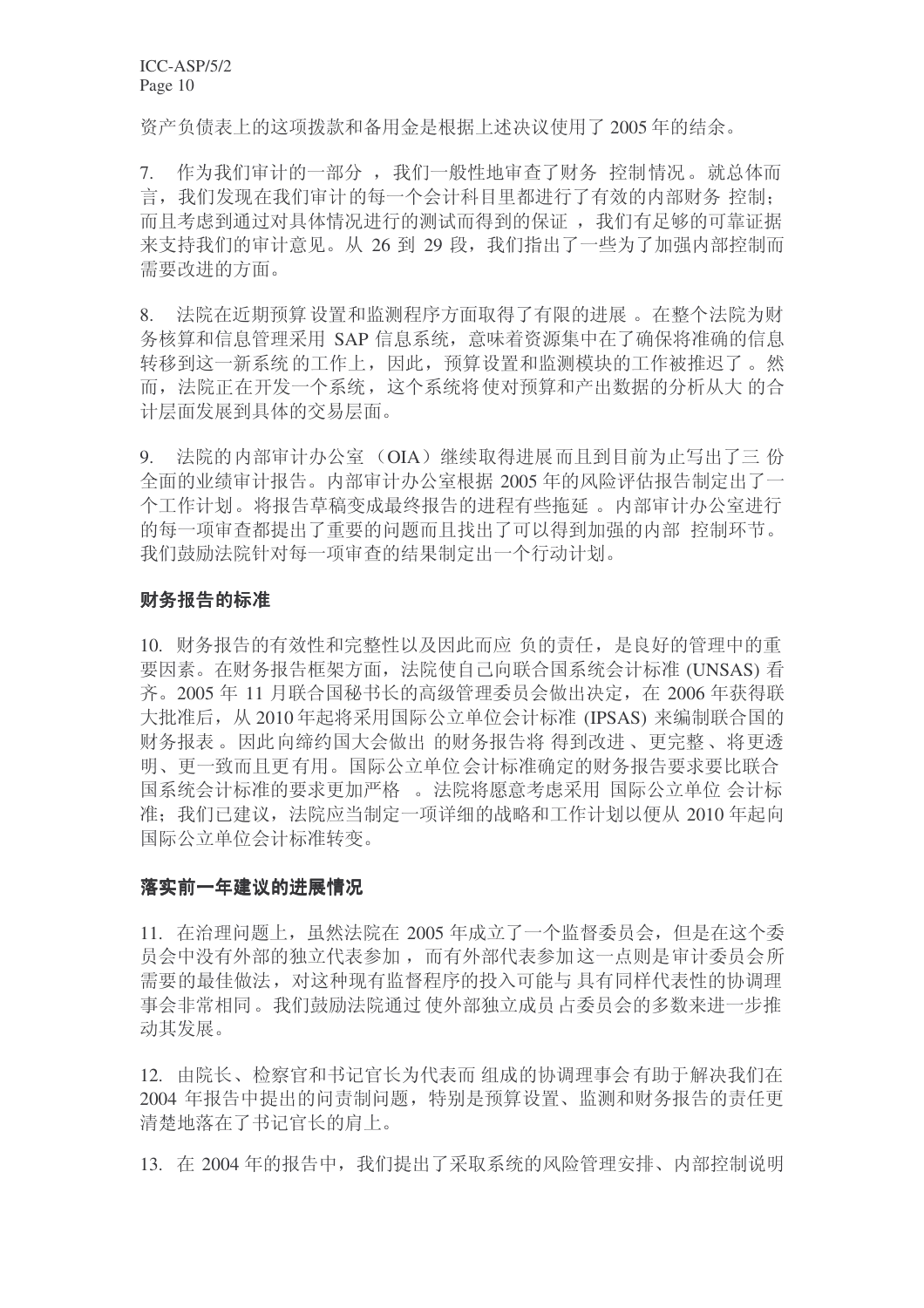资产负债表上的这项拨款和备用金是根据上述决议使用了 2005 年的结余。

7. 作为我们审计的一部分，我们一般性地审查了财务控制情况。就总体而言，我们发现在我们审计的每一个会计科目里都进行了有效的内部财务控制；而且考虑到通过对具体情况进行的测试而得到的保证，我们有足够的可靠证据来支持我们的审计意见。从 26 到 29 段，我们指出了一些为了加强内部控制而需要改进的方面。

8. 法院在近期预算设置和监测程序方面取得了有限的进展。在整个法院为财务核算和信息管理采用 SAP 信息系统，意味着资源集中在了确保将准确的信息转移到这一新系统的工作上，因此，预算设置和监测模块的工作被推迟了。然而，法院正在开发一个系统，这个系统将使对预算和产出数据的分析从大的合计层面发展到具体的交易层面。

9. 法院的内部审计办公室（OIA）继续取得进展而且到目前为止写出了三份全面的业绩审计报告。内部审计办公室根据 2005 年的风险评估报告制定出了一个工作计划。将报告草稿变成最终报告的进程有些拖延。内部审计办公室进行的每一项审查都提出了重要的问题而且找出了可以得到加强的内部控制环节。我们鼓励法院针对每一项审查的结果制定出一个行动计划。

### 财务报告的标准

10. 财务报告的有效性和完整性以及因此而应负的责任，是良好的管理中的重要因素。在财务报告框架方面，法院使自己向联合国系统会计标准 (UNSAS) 看齐。2005 年 11 月联合国秘书长的高级管理委员会做出决定，在 2006 年获得联大批准后，从 2010 年起将采用国际公立单位会计标准 (IPSAS) 来编制联合国的财务报表。因此向缔约国大会做出的财务报告将得到改进、更完整、将更透明、更一致而且更有用。国际公立单位会计标准确定的财务报告要求要比联合国系统会计标准的要求更加严格。法院将愿意考虑采用国际公立单位会计标准；我们已建议，法院应当制定一项详细的战略和工作计划以便从 2010 年起向国际公立单位会计标准转变。

### 落实前一年建议的进展情况

11. 在治理问题上，虽然法院在 2005 年成立了一个监督委员会，但是在这个委员会中没有外部的独立代表参加，而有外部代表参加这一点则是审计委员会所需要的最佳做法，对这种现有监督程序的投入可能与具有同样代表性的协调理事会非常相同。我们鼓励法院通过使外部独立成员占委员会的多数来进一步推动其发展。

12. 由院长、检察官和书记官长为代表而组成的协调理事会有助于解决我们在 2004 年报告中提出的问责制问题，特别是预算设置、监测和财务报告的责任更清楚地落在了书记官长的肩上。

13. 在 2004 年的报告中，我们提出了采取系统的风险管理安排、内部控制说明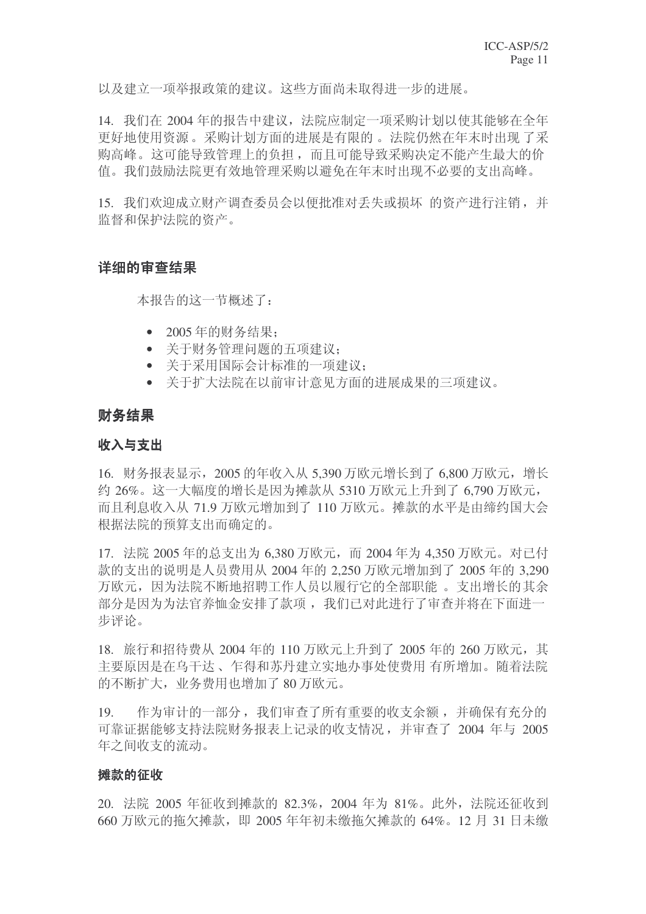以及建立一项举报政策的建议。这些方面尚未取得进一步的进展。

14. 我们在 2004 年的报告中建议，法院应制定一项采购计划以使其能够在全年更好地使用资源。采购计划方面的进展是有限的。法院仍然在年末时出现了采购高峰。这可能导致管理上的负担，而且可能导致采购决定不能产生最大的价值。我们鼓励法院更有效地管理采购以避免在年末时出现不必要的支出高峰。

15. 我们欢迎成立财产调查委员会以便批准对丢失或损坏的资产进行注销，并监督和保护法院的资产。

## 详细的审查结果

本报告的这一节概述了：

- 2005 年的财务结果；
- 关于财务管理问题的五项建议；
- 关于采用国际会计标准的一项建议；
- 关于扩大法院在以前审计意见方面的进展成果的三项建议。

## 财务结果

### 收入与支出

16. 财务报表显示，2005 的年收入从 5,390 万欧元增长到了 6,800 万欧元，增长约 26%。这一大幅度的增长是因为摊款从 5310 万欧元上升到了 6,790 万欧元，而且利息收入从 71.9 万欧元增加到了 110 万欧元。摊款的水平是由缔约国大会根据法院的预算支出而确定的。

17. 法院 2005 年的总支出为 6,380 万欧元，而 2004 年为 4,350 万欧元。对已付款的支出的说明是人员费用从 2004 年的 2,250 万欧元增加到了 2005 年的 3,290 万欧元，因为法院不断地招聘工作人员以履行它的全部职能。支出增长的其余部分是因为为法官养恤金安排了款项，我们已对此进行了审查并将在下面进一步评论。

18. 旅行和招待费从 2004 年的 110 万欧元上升到了 2005 年的 260 万欧元，其主要原因是在乌干达、乍得和苏丹建立实地办事处使费用有所增加。随着法院的不断扩大，业务费用也增加了 80 万欧元。

19. 作为审计的一部分，我们审查了所有重要的收支余额，并确保有充分的可靠证据能够支持法院财务报表上记录的收支情况，并审查了 2004 年与 2005 年之间收支的流动。

### 摊款的征收

20. 法院 2005 年征收到摊款的 82.3%，2004 年为 81%。此外，法院还征收到 660 万欧元的拖欠摊款，即 2005 年年初未缴拖欠摊款的 64%。12 月 31 日未缴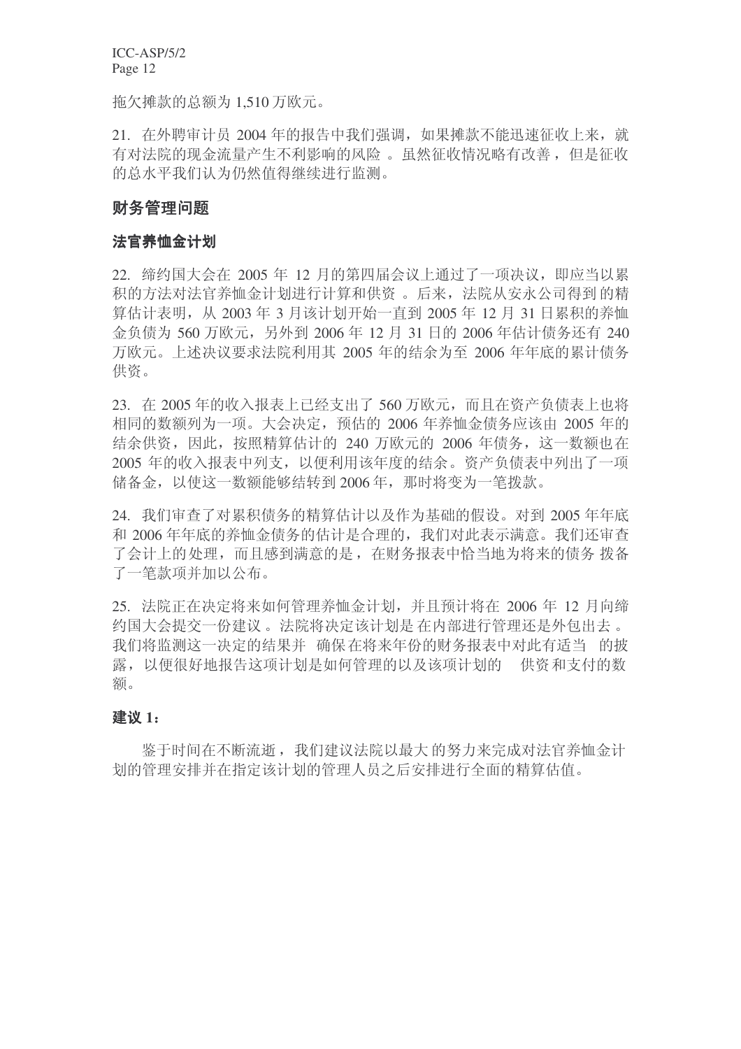拖欠摊款的总额为 1,510 万欧元。

21. 在外聘审计员 2004 年的报告中我们强调，如果摊款不能迅速征收上来，就有对法院的现金流量产生不利影响的风险。虽然征收情况略有改善，但是征收的总水平我们认为仍然值得继续进行监测。

## 财务管理问题

### 法官养恤金计划

22. 缔约国大会在 2005 年 12 月的第四届会议上通过了一项决议，即应当以累积的方法对法官养恤金计划进行计算和供资。后来，法院从安永公司得到的精算估计表明，从 2003 年 3 月该计划开始一直到 2005 年 12 月 31 日累积的养恤金负债为 560 万欧元，另外到 2006 年 12 月 31 日的 2006 年估计债务还有 240 万欧元。上述决议要求法院利用其 2005 年的结余为至 2006 年年底的累计债务供资。

23. 在 2005 年的收入报表上已经支出了 560 万欧元，而且在资产负债表上也将相同的数额列为一项。大会决定，预估的 2006 年养恤金债务应该由 2005 年的结余供资，因此，按照精算估计的 240 万欧元的 2006 年债务，这一数额也在 2005 年的收入报表中列支，以便利用该年度的结余。资产负债表中列出了一项储备金，以使这一数额能够结转到 2006 年，那时将变为一笔拨款。

24. 我们审查了对累积债务的精算估计以及作为基础的假设。对到 2005 年年底和 2006 年年底的养恤金债务的估计是合理的，我们对此表示满意。我们还审查了会计上的处理，而且感到满意的是，在财务报表中恰当地为将来的债务拨备了一笔款项并加以公布。

25. 法院正在决定将来如何管理养恤金计划，并且预计将在 2006 年 12 月向缔约国大会提交一份建议。法院将决定该计划是在内部进行管理还是外包出去。我们将监测这一决定的结果并确保在将来年份的财务报表中对此有适当的披露，以便很好地报告这项计划是如何管理的以及该项计划的供资和支付的数额。

**建议 1：**

鉴于时间在不断流逝，我们建议法院以最大的努力来完成对法官养恤金计划的管理安排并在指定该计划的管理人员之后安排进行全面的精算估值。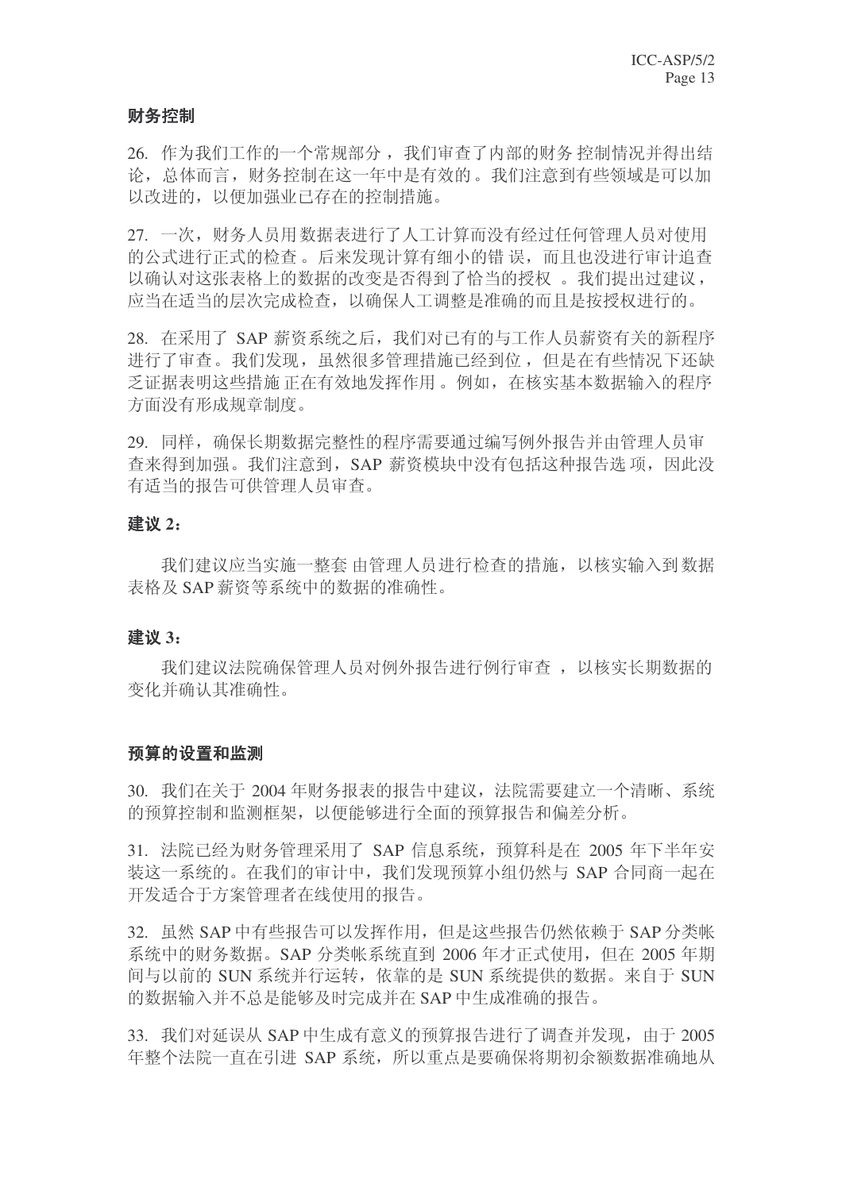### 财务控制

26. 作为我们工作的一个常规部分，我们审查了内部的财务控制情况并得出结论，总体而言，财务控制在这一年中是有效的。我们注意到有些领域是可以加以改进的，以便加强业已存在的控制措施。

27. 一次，财务人员用数据表进行了人工计算而没有经过任何管理人员对使用的公式进行正式的检查。后来发现计算有细小的错误，而且也没进行审计追查以确认对这张表格上的数据的改变是否得到了恰当的授权。我们提出过建议，应当在适当的层次完成检查，以确保人工调整是准确的而且是按授权进行的。

28. 在采用了 SAP 薪资系统之后，我们对已有的与工作人员薪资有关的新程序进行了审查。我们发现，虽然很多管理措施已经到位，但是在有些情况下还缺乏证据表明这些措施正在有效地发挥作用。例如，在核实基本数据输入的程序方面没有形成规章制度。

29. 同样，确保长期数据完整性的程序需要通过编写例外报告并由管理人员审查来得到加强。我们注意到，SAP 薪资模块中没有包括这种报告选项，因此没有适当的报告可供管理人员审查。

**建议 2：**

我们建议应当实施一整套由管理人员进行检查的措施，以核实输入到数据表格及 SAP 薪资等系统中的数据的准确性。

**建议 3：**

我们建议法院确保管理人员对例外报告进行例行审查，以核实长期数据的变化并确认其准确性。

### 预算的设置和监测

30. 我们在关于 2004 年财务报表的报告中建议，法院需要建立一个清晰、系统的预算控制和监测框架，以便能够进行全面的预算报告和偏差分析。

31. 法院已经为财务管理采用了 SAP 信息系统，预算科是在 2005 年下半年安装这一系统的。在我们的审计中，我们发现预算小组仍然与 SAP 合同商一起在开发适合于方案管理者在线使用的报告。

32. 虽然 SAP 中有些报告可以发挥作用，但是这些报告仍然依赖于 SAP 分类帐系统中的财务数据。SAP 分类帐系统直到 2006 年才正式使用，但在 2005 年期间与以前的 SUN 系统并行运转，依靠的是 SUN 系统提供的数据。来自于 SUN 的数据输入并不总是能够及时完成并在 SAP 中生成准确的报告。

33. 我们对延误从 SAP 中生成有意义的预算报告进行了调查并发现，由于 2005 年整个法院一直在引进 SAP 系统，所以重点是要确保将期初余额数据准确地从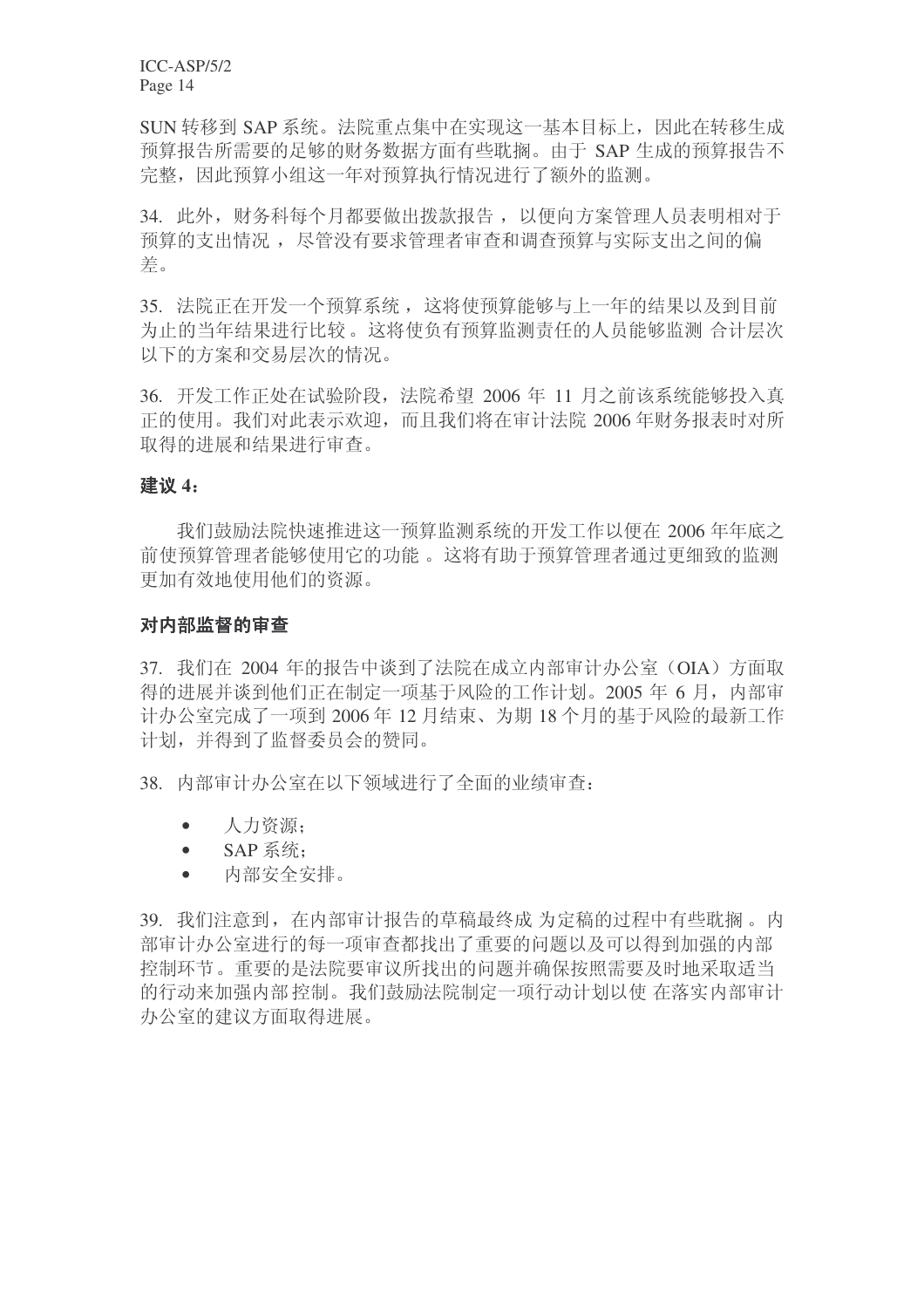SUN 转移到 SAP 系统。法院重点集中在实现这一基本目标上，因此在转移生成预算报告所需要的足够的财务数据方面有些耽搁。由于 SAP 生成的预算报告不完整，因此预算小组这一年对预算执行情况进行了额外的监测。

34. 此外，财务科每个月都要做出拨款报告，以便向方案管理人员表明相对于预算的支出情况，尽管没有要求管理者审查和调查预算与实际支出之间的偏差。

35. 法院正在开发一个预算系统，这将使预算能够与上一年的结果以及到目前为止的当年结果进行比较。这将使负有预算监测责任的人员能够监测合计层次以下的方案和交易层次的情况。

36. 开发工作正处在试验阶段，法院希望 2006 年 11 月之前该系统能够投入真正的使用。我们对此表示欢迎，而且我们将在审计法院 2006 年财务报表时对所取得的进展和结果进行审查。

**建议 4：**

我们鼓励法院快速推进这一预算监测系统的开发工作以便在 2006 年年底之前使预算管理者能够使用它的功能。这将有助于预算管理者通过更细致的监测更加有效地使用他们的资源。

**对内部监督的审查**

37. 我们在 2004 年的报告中谈到了法院在成立内部审计办公室（OIA）方面取得的进展并谈到他们正在制定一项基于风险的工作计划。2005 年 6 月，内部审计办公室完成了一项到 2006 年 12 月结束、为期 18 个月的基于风险的最新工作计划，并得到了监督委员会的赞同。

38. 内部审计办公室在以下领域进行了全面的业绩审查：

- 人力资源；
- SAP 系统；
- 内部安全安排。

39. 我们注意到，在内部审计报告的草稿最终成为定稿的过程中有些耽搁。内部审计办公室进行的每一项审查都找出了重要的问题以及可以得到加强的内部控制环节。重要的是法院要审议所找出的问题并确保按照需要及时地采取适当的行动来加强内部控制。我们鼓励法院制定一项行动计划以使在落实内部审计办公室的建议方面取得进展。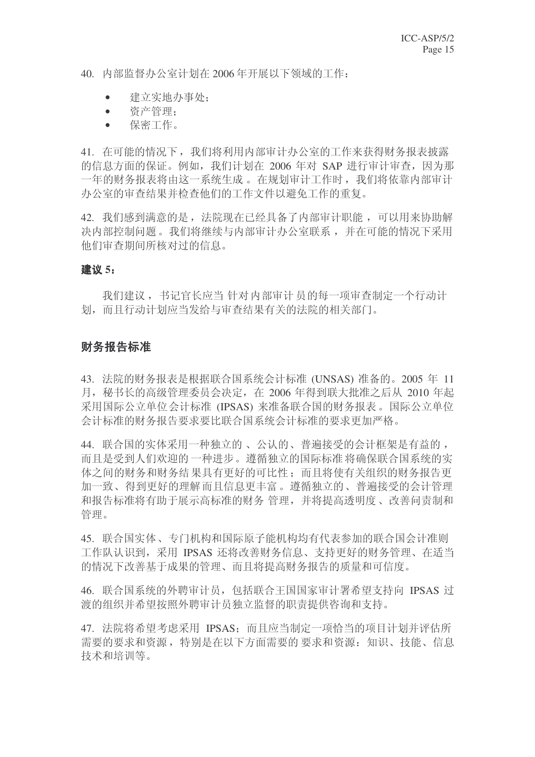40. 内部监督办公室计划在 2006 年开展以下领域的工作：

- 建立实地办事处；
- 资产管理；
- 保密工作。

41. 在可能的情况下，我们将利用内部审计办公室的工作来获得财务报表披露的信息方面的保证。例如，我们计划在 2006 年对 SAP 进行审计审查，因为那一年的财务报表将由这一系统生成。在规划审计工作时，我们将依靠内部审计办公室的审查结果并检查他们的工作文件以避免工作的重复。

42. 我们感到满意的是，法院现在已经具备了内部审计职能，可以用来协助解决内部控制问题。我们将继续与内部审计办公室联系，并在可能的情况下采用他们审查期间所核对过的信息。

**建议 5：**

我们建议，书记官长应当针对内部审计员的每一项审查制定一个行动计划，而且行动计划应当发给与审查结果有关的法院的相关部门。

## 财务报告标准

43. 法院的财务报表是根据联合国系统会计标准 (UNSAS) 准备的。2005 年 11 月，秘书长的高级管理委员会决定，在 2006 年得到联大批准之后从 2010 年起采用国际公立单位会计标准 (IPSAS) 来准备联合国的财务报表。国际公立单位会计标准的财务报告要求要比联合国系统会计标准的要求更加严格。

44. 联合国的实体采用一种独立的、公认的、普遍接受的会计框架是有益的，而且是受到人们欢迎的一种进步。遵循独立的国际标准将确保联合国系统的实体之间的财务和财务结果具有更好的可比性；而且将使有关组织的财务报告更加一致、得到更好的理解而且信息更丰富。遵循独立的、普遍接受的会计管理和报告标准将有助于展示高标准的财务管理，并将提高透明度、改善问责制和管理。

45. 联合国实体、专门机构和国际原子能机构均有代表参加的联合国会计准则工作队认识到，采用 IPSAS 还将改善财务信息、支持更好的财务管理、在适当的情况下改善基于成果的管理、而且将提高财务报告的质量和可信度。

46. 联合国系统的外聘审计员，包括联合王国国家审计署希望支持向 IPSAS 过渡的组织并希望按照外聘审计员独立监督的职责提供咨询和支持。

47. 法院将希望考虑采用 IPSAS；而且应当制定一项恰当的项目计划并评估所需要的要求和资源，特别是在以下方面需要的要求和资源：知识、技能、信息技术和培训等。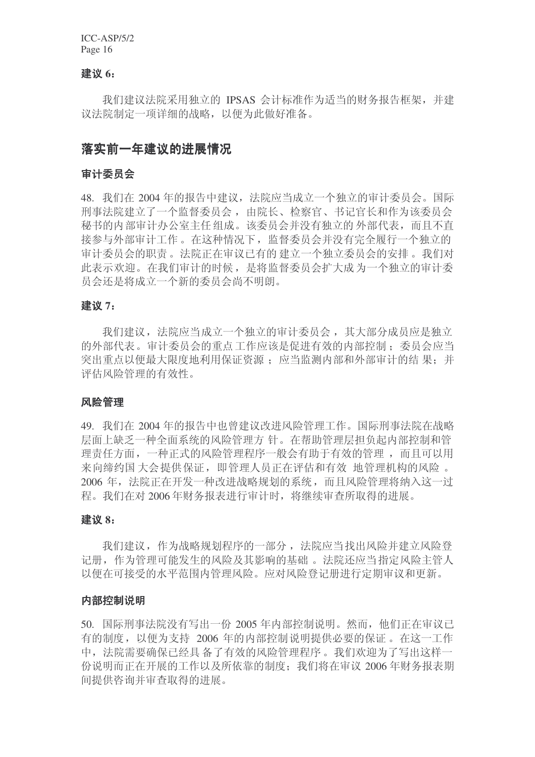**建议 6：**

我们建议法院采用独立的 IPSAS 会计标准作为适当的财务报告框架，并建议法院制定一项详细的战略，以便为此做好准备。

## 落实前一年建议的进展情况

### 审计委员会

48. 我们在 2004 年的报告中建议，法院应当成立一个独立的审计委员会。国际刑事法院建立了一个监督委员会，由院长、检察官、书记官长和作为该委员会秘书的内部审计办公室主任组成。该委员会并没有独立的外部代表，而且不直接参与外部审计工作。在这种情况下，监督委员会并没有完全履行一个独立的审计委员会的职责。法院正在审议已有的建立一个独立委员会的安排。我们对此表示欢迎。在我们审计的时候，是将监督委员会扩大成为一个独立的审计委员会还是将成立一个新的委员会尚不明朗。

**建议 7：**

我们建议，法院应当成立一个独立的审计委员会，其大部分成员应是独立的外部代表。审计委员会的重点工作应该是促进有效的内部控制；委员会应当突出重点以便最大限度地利用保证资源；应当监测内部和外部审计的结果；并评估风险管理的有效性。

### 风险管理

49. 我们在 2004 年的报告中也曾建议改进风险管理工作。国际刑事法院在战略层面上缺乏一种全面系统的风险管理方针。在帮助管理层担负起内部控制和管理责任方面，一种正式的风险管理程序一般会有助于有效的管理，而且可以用来向缔约国大会提供保证，即管理人员正在评估和有效地管理机构的风险。2006 年，法院正在开发一种改进战略规划的系统，而且风险管理将纳入这一过程。我们在对 2006 年财务报表进行审计时，将继续审查所取得的进展。

**建议 8：**

我们建议，作为战略规划程序的一部分，法院应当找出风险并建立风险登记册，作为管理可能发生的风险及其影响的基础。法院还应当指定风险主管人以便在可接受的水平范围内管理风险。应对风险登记册进行定期审议和更新。

### 内部控制说明

50. 国际刑事法院没有写出一份 2005 年内部控制说明。然而，他们正在审议已有的制度，以便为支持 2006 年的内部控制说明提供必要的保证。在这一工作中，法院需要确保已经具备了有效的风险管理程序。我们欢迎为了写出这样一份说明而正在开展的工作以及所依靠的制度；我们将在审议 2006 年财务报表期间提供咨询并审查取得的进展。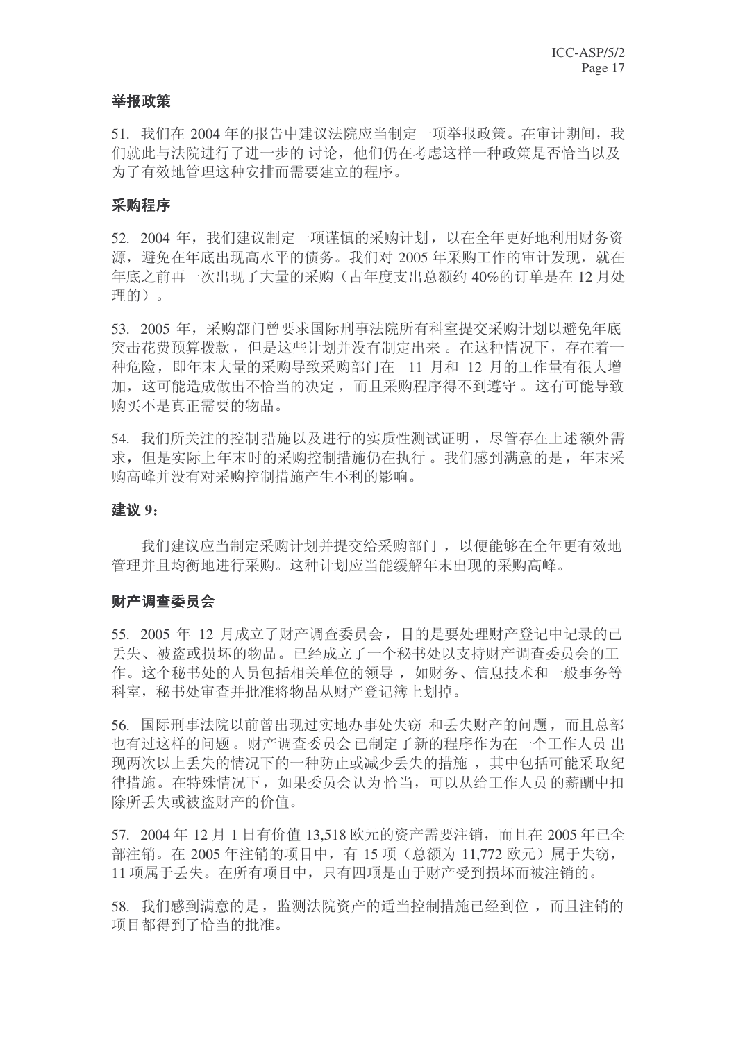### 举报政策

51. 我们在 2004 年的报告中建议法院应当制定一项举报政策。在审计期间，我们就此与法院进行了进一步的讨论，他们仍在考虑这样一种政策是否恰当以及为了有效地管理这种安排而需要建立的程序。

### 采购程序

52. 2004 年，我们建议制定一项谨慎的采购计划，以在全年更好地利用财务资源，避免在年底出现高水平的债务。我们对 2005 年采购工作的审计发现，就在年底之前再一次出现了大量的采购（占年度支出总额约 40%的订单是在 12 月处理的）。

53. 2005 年，采购部门曾要求国际刑事法院所有科室提交采购计划以避免年底突击花费预算拨款，但是这些计划并没有制定出来。在这种情况下，存在着一种危险，即年末大量的采购导致采购部门在 11 月和 12 月的工作量有很大增加，这可能造成做出不恰当的决定，而且采购程序得不到遵守。这有可能导致购买不是真正需要的物品。

54. 我们所关注的控制措施以及进行的实质性测试证明，尽管存在上述额外需求，但是实际上年末时的采购控制措施仍在执行。我们感到满意的是，年末采购高峰并没有对采购控制措施产生不利的影响。

### 建议 9：

我们建议应当制定采购计划并提交给采购部门，以便能够在全年更有效地管理并且均衡地进行采购。这种计划应当能缓解年末出现的采购高峰。

### 财产调查委员会

55. 2005 年 12 月成立了财产调查委员会，目的是要处理财产登记中记录的已丢失、被盗或损坏的物品。已经成立了一个秘书处以支持财产调查委员会的工作。这个秘书处的人员包括相关单位的领导，如财务、信息技术和一般事务等科室，秘书处审查并批准将物品从财产登记簿上划掉。

56. 国际刑事法院以前曾出现过实地办事处失窃和丢失财产的问题，而且总部也有过这样的问题。财产调查委员会已制定了新的程序作为在一个工作人员出现两次以上丢失的情况下的一种防止或减少丢失的措施，其中包括可能采取纪律措施。在特殊情况下，如果委员会认为恰当，可以从给工作人员的薪酬中扣除所丢失或被盗财产的价值。

57. 2004 年 12 月 1 日有价值 13,518 欧元的资产需要注销，而且在 2005 年已全部注销。在 2005 年注销的项目中，有 15 项（总额为 11,772 欧元）属于失窃，11 项属于丢失。在所有项目中，只有四项是由于财产受到损坏而被注销的。

58. 我们感到满意的是，监测法院资产的适当控制措施已经到位，而且注销的项目都得到了恰当的批准。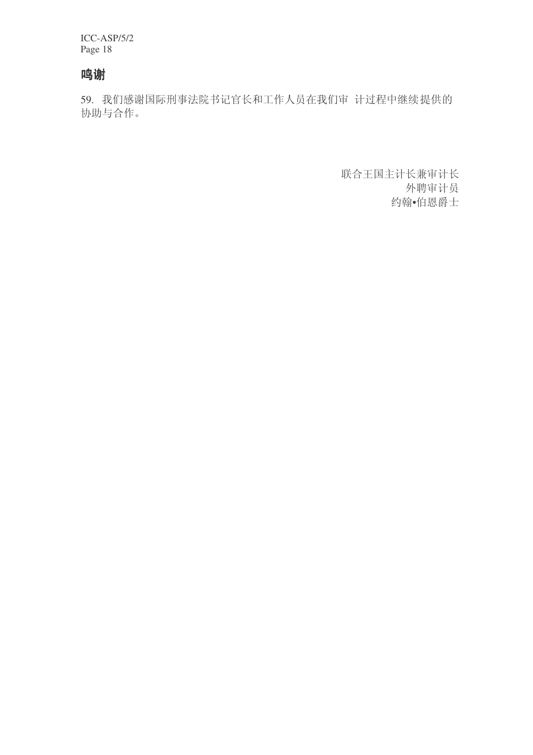## 鸣谢

59. 我们感谢国际刑事法院书记官长和工作人员在我们审 计过程中继续提供的协助与合作。

联合王国主计长兼审计长
外聘审计员
约翰•伯恩爵士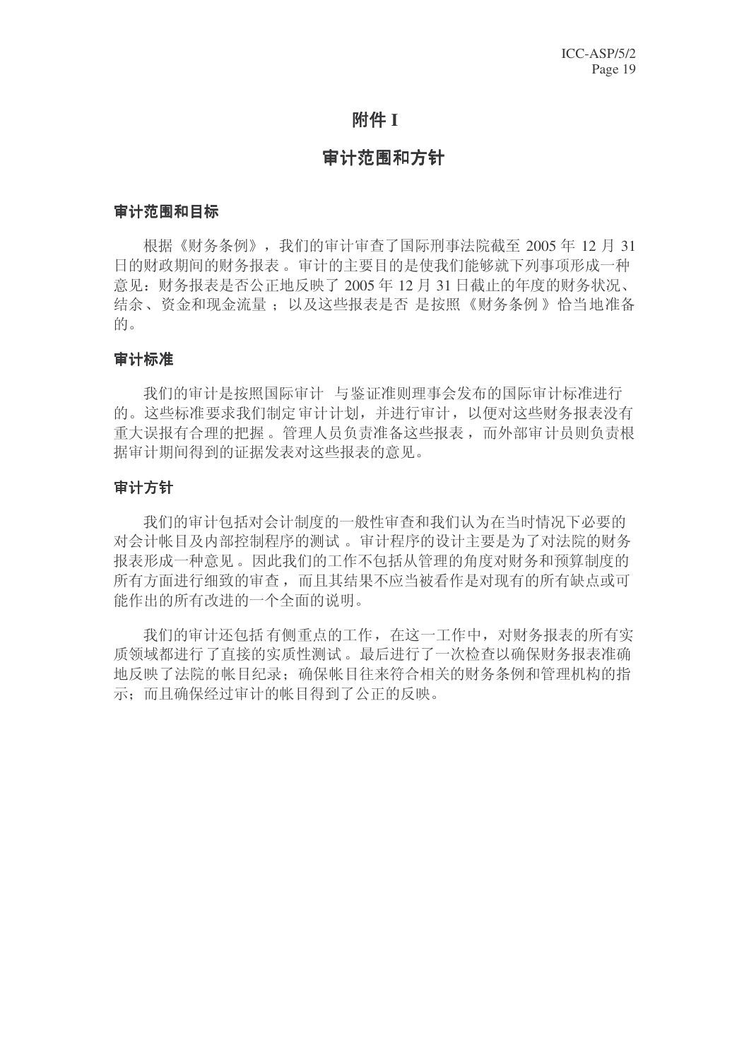# 附件 I

## 审计范围和方针

### 审计范围和目标

根据《财务条例》，我们的审计审查了国际刑事法院截至 2005 年 12 月 31 日的财政期间的财务报表。审计的主要目的是使我们能够就下列事项形成一种意见：财务报表是否公正地反映了 2005 年 12 月 31 日截止的年度的财务状况、结余、资金和现金流量；以及这些报表是否是按照《财务条例》恰当地准备的。

### 审计标准

我们的审计是按照国际审计与鉴证准则理事会发布的国际审计标准进行的。这些标准要求我们制定审计计划，并进行审计，以便对这些财务报表没有重大误报有合理的把握。管理人员负责准备这些报表，而外部审计员则负责根据审计期间得到的证据发表对这些报表的意见。

### 审计方针

我们的审计包括对会计制度的一般性审查和我们认为在当时情况下必要的对会计帐目及内部控制程序的测试。审计程序的设计主要是为了对法院的财务报表形成一种意见。因此我们的工作不包括从管理的角度对财务和预算制度的所有方面进行细致的审查，而且其结果不应当被看作是对现有的所有缺点或可能作出的所有改进的一个全面的说明。

我们的审计还包括有侧重点的工作，在这一工作中，对财务报表的所有实质领域都进行了直接的实质性测试。最后进行了一次检查以确保财务报表准确地反映了法院的帐目纪录；确保帐目往来符合相关的财务条例和管理机构的指示；而且确保经过审计的帐目得到了公正的反映。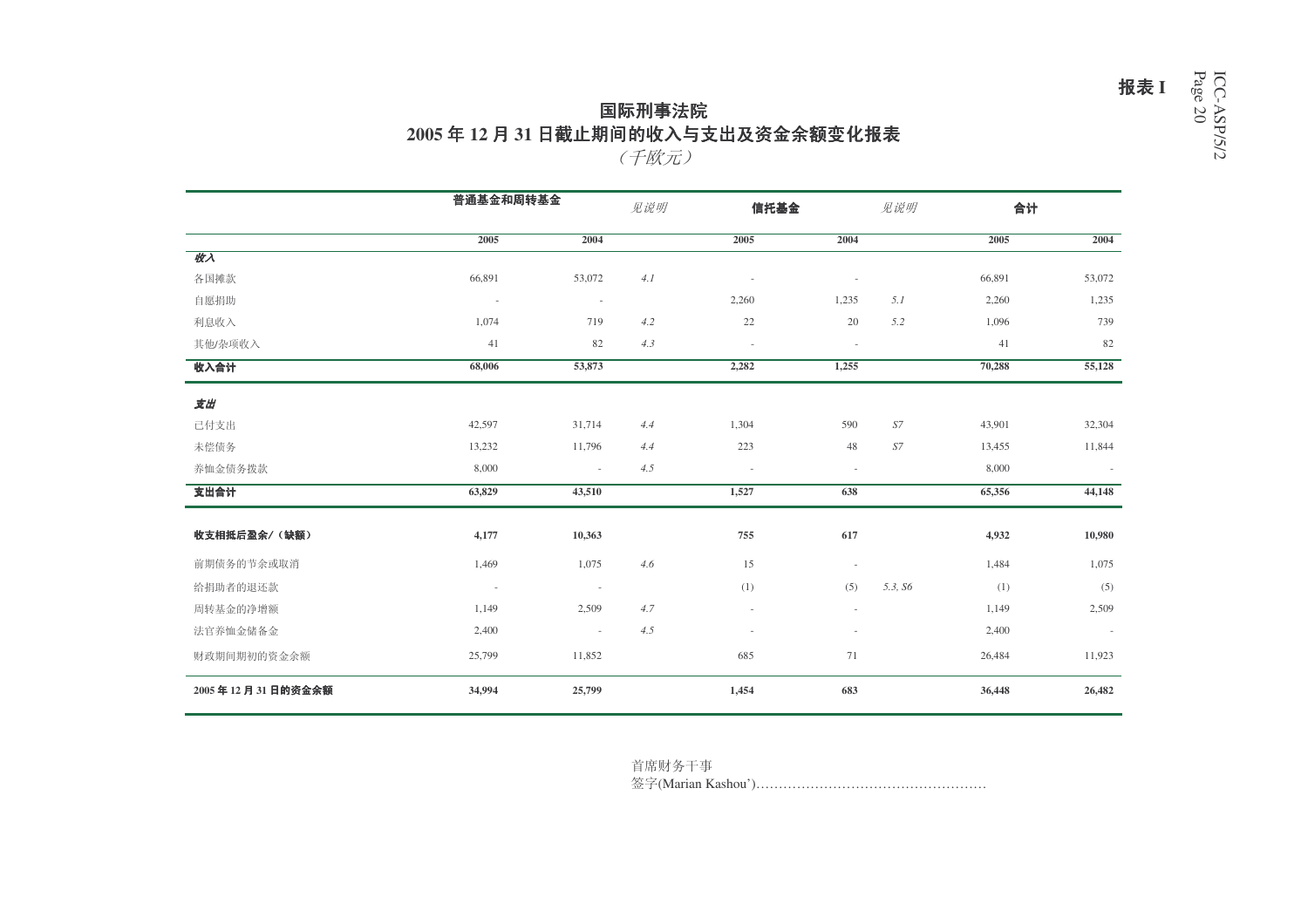**报表 I**

# 国际刑事法院

## 2005 年 12 月 31 日截止期间的收入与支出及资金余额变化报表

*（千欧元）*

| | 普通基金和周转基金 | | 见说明 | 信托基金 | | 见说明 | 合计 | |
|---|---|---|---|---|---|---|---|---|
| | 2005 | 2004 | | 2005 | 2004 | | 2005 | 2004 |
| ***收入*** | | | | | | | | |
| 各国摊款 | 66,891 | 53,072 | *4.1* | - | - | | 66,891 | 53,072 |
| 自愿捐助 | - | - | | 2,260 | 1,235 | *5.1* | 2,260 | 1,235 |
| 利息收入 | 1,074 | 719 | *4.2* | 22 | 20 | *5.2* | 1,096 | 739 |
| 其他/杂项收入 | 41 | 82 | *4.3* | - | - | | 41 | 82 |
| **收入合计** | **68,006** | **53,873** | | **2,282** | **1,255** | | **70,288** | **55,128** |
| ***支出*** | | | | | | | | |
| 已付支出 | 42,597 | 31,714 | *4.4* | 1,304 | 590 | *S7* | 43,901 | 32,304 |
| 未偿债务 | 13,232 | 11,796 | *4.4* | 223 | 48 | *S7* | 13,455 | 11,844 |
| 养恤金债务拨款 | 8,000 | - | *4.5* | - | - | | 8,000 | - |
| **支出合计** | **63,829** | **43,510** | | **1,527** | **638** | | **65,356** | **44,148** |
| **收支相抵后盈余/（缺额）** | **4,177** | **10,363** | | **755** | **617** | | **4,932** | **10,980** |
| 前期债务的节余或取消 | 1,469 | 1,075 | *4.6* | 15 | - | | 1,484 | 1,075 |
| 给捐助者的退还款 | - | - | | (1) | (5) | *5.3, S6* | (1) | (5) |
| 周转基金的净增额 | 1,149 | 2,509 | *4.7* | - | - | | 1,149 | 2,509 |
| 法官养恤金储备金 | 2,400 | - | *4.5* | - | - | | 2,400 | - |
| 财政期间期初的资金余额 | 25,799 | 11,852 | | 685 | 71 | | 26,484 | 11,923 |
| **2005 年 12 月 31 日的资金余额** | **34,994** | **25,799** | | **1,454** | **683** | | **36,448** | **26,482** |

首席财务干事

签字(Marian Kashou')……………………………………………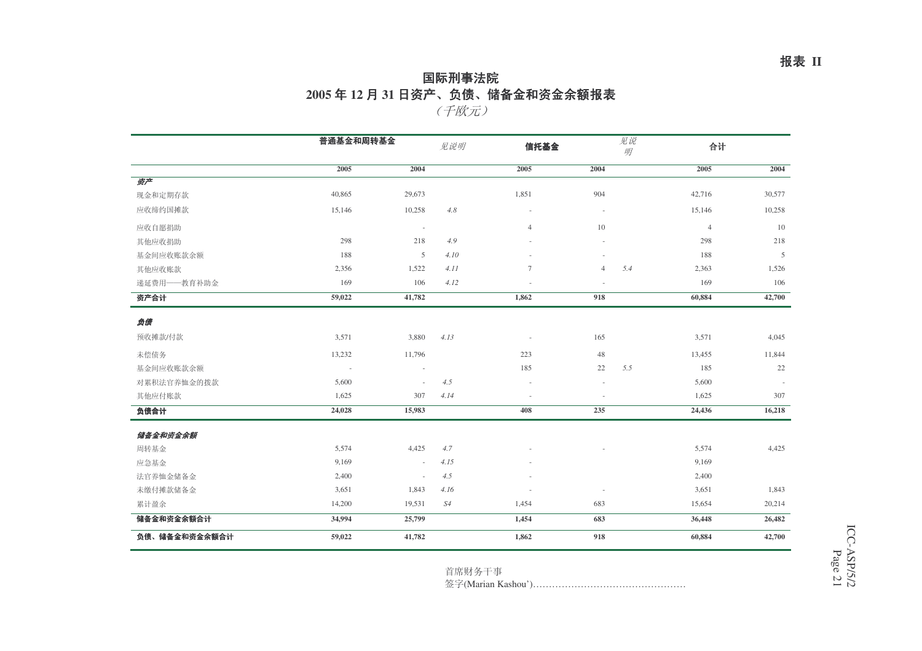报表 II

# 国际刑事法院
## 2005 年 12 月 31 日资产、负债、储备金和资金余额报表
*（千欧元）*

| | 普通基金和周转基金 | | *见说明* | 信托基金 | | *见说明* | 合计 | |
|---|---|---|---|---|---|---|---|---|
| | 2005 | 2004 | | 2005 | 2004 | | 2005 | 2004 |
| ***资产*** | | | | | | | | |
| 现金和定期存款 | 40,865 | 29,673 | | 1,851 | 904 | | 42,716 | 30,577 |
| 应收缔约国摊款 | 15,146 | 10,258 | *4.8* | - | - | | 15,146 | 10,258 |
| 应收自愿捐助 | | - | | 4 | 10 | | 4 | 10 |
| 其他应收捐助 | 298 | 218 | *4.9* | - | - | | 298 | 218 |
| 基金间应收账款余额 | 188 | 5 | *4.10* | - | - | | 188 | 5 |
| 其他应收账款 | 2,356 | 1,522 | *4.11* | 7 | 4 | *5.4* | 2,363 | 1,526 |
| 递延费用——教育补助金 | 169 | 106 | *4.12* | - | - | | 169 | 106 |
| **资产合计** | **59,022** | **41,782** | | **1,862** | **918** | | **60,884** | **42,700** |
| ***负债*** | | | | | | | | |
| 预收摊款/付款 | 3,571 | 3,880 | *4.13* | - | 165 | | 3,571 | 4,045 |
| 未偿债务 | 13,232 | 11,796 | | 223 | 48 | | 13,455 | 11,844 |
| 基金间应收账款余额 | - | - | | 185 | 22 | *5.5* | 185 | 22 |
| 对累积法官养恤金的拨款 | 5,600 | - | *4.5* | - | - | | 5,600 | - |
| 其他应付账款 | 1,625 | 307 | *4.14* | - | - | | 1,625 | 307 |
| **负债合计** | **24,028** | **15,983** | | **408** | **235** | | **24,436** | **16,218** |
| ***储备金和资金余额*** | | | | | | | | |
| 周转基金 | 5,574 | 4,425 | *4.7* | - | - | | 5,574 | 4,425 |
| 应急基金 | 9,169 | - | *4.15* | - | | | 9,169 | |
| 法官养恤金储备金 | 2,400 | - | *4.5* | - | | | 2,400 | |
| 未缴付摊款储备金 | 3,651 | 1,843 | *4.16* | - | - | | 3,651 | 1,843 |
| 累计盈余 | 14,200 | 19,531 | *S4* | 1,454 | 683 | | 15,654 | 20,214 |
| **储备金和资金余额合计** | **34,994** | **25,799** | | **1,454** | **683** | | **36,448** | **26,482** |
| **负债、储备金和资金余额合计** | **59,022** | **41,782** | | **1,862** | **918** | | **60,884** | **42,700** |

首席财务干事

签字(Marian Kashou')…………………………………………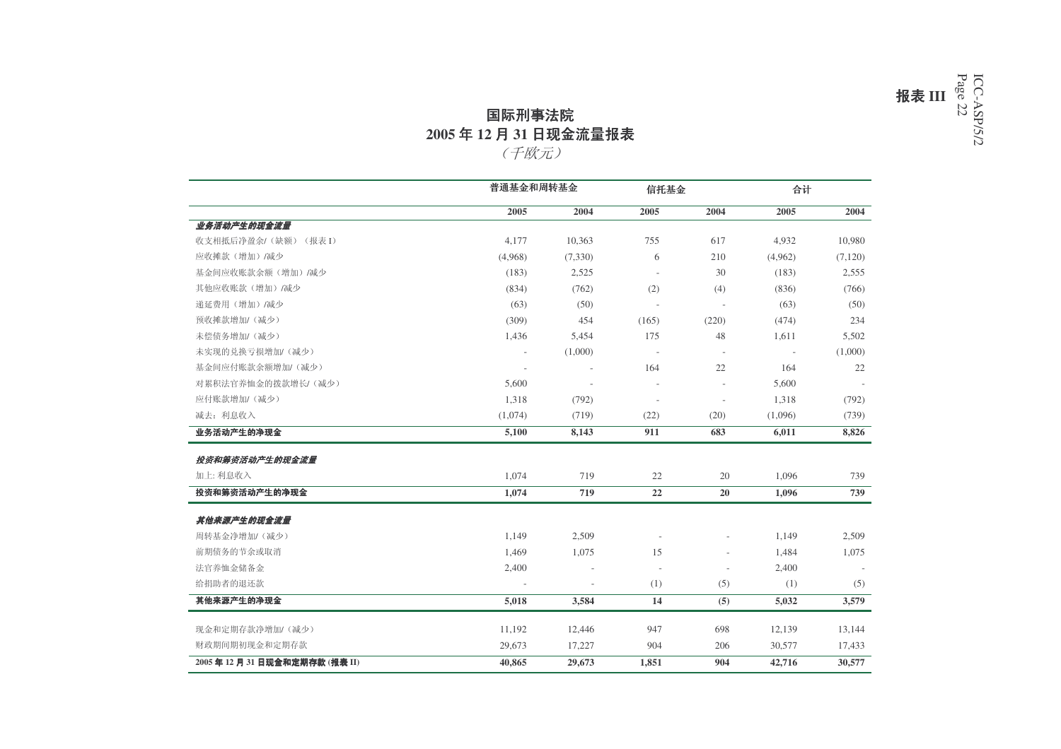报表 III

# 国际刑事法院
## 2005 年 12 月 31 日现金流量报表
*（千欧元）*

| | 普通基金和周转基金 | | 信托基金 | | 合计 | |
|---|---|---|---|---|---|---|
| | **2005** | **2004** | **2005** | **2004** | **2005** | **2004** |
| ***业务活动产生的现金流量*** | | | | | | |
| 收支相抵后净盈余/（缺额）（报表 I） | 4,177 | 10,363 | 755 | 617 | 4,932 | 10,980 |
| 应收摊款（增加）/减少 | (4,968) | (7,330) | 6 | 210 | (4,962) | (7,120) |
| 基金间应收账款余额（增加）/减少 | (183) | 2,525 | - | 30 | (183) | 2,555 |
| 其他应收账款（增加）/减少 | (834) | (762) | (2) | (4) | (836) | (766) |
| 递延费用（增加）/减少 | (63) | (50) | - | - | (63) | (50) |
| 预收摊款增加/（减少） | (309) | 454 | (165) | (220) | (474) | 234 |
| 未偿债务增加/（减少） | 1,436 | 5,454 | 175 | 48 | 1,611 | 5,502 |
| 未实现的兑换亏损增加/（减少） | - | (1,000) | - | - | - | (1,000) |
| 基金间应付账款余额增加/（减少） | - | - | 164 | 22 | 164 | 22 |
| 对累积法官养恤金的拨款增长/（减少） | 5,600 | - | - | - | 5,600 | - |
| 应付账款增加/（减少） | 1,318 | (792) | - | - | 1,318 | (792) |
| 减去：利息收入 | (1,074) | (719) | (22) | (20) | (1,096) | (739) |
| **业务活动产生的净现金** | **5,100** | **8,143** | **911** | **683** | **6,011** | **8,826** |
| ***投资和筹资活动产生的现金流量*** | | | | | | |
| 加上: 利息收入 | 1,074 | 719 | 22 | 20 | 1,096 | 739 |
| **投资和筹资活动产生的净现金** | **1,074** | **719** | **22** | **20** | **1,096** | **739** |
| ***其他来源产生的现金流量*** | | | | | | |
| 周转基金净增加/（减少） | 1,149 | 2,509 | - | - | 1,149 | 2,509 |
| 前期债务的节余或取消 | 1,469 | 1,075 | 15 | - | 1,484 | 1,075 |
| 法官养恤金储备金 | 2,400 | - | - | - | 2,400 | - |
| 给捐助者的退还款 | - | - | (1) | (5) | (1) | (5) |
| **其他来源产生的净现金** | **5,018** | **3,584** | **14** | **(5)** | **5,032** | **3,579** |
| 现金和定期存款净增加/（减少） | 11,192 | 12,446 | 947 | 698 | 12,139 | 13,144 |
| 财政期间期初现金和定期存款 | 29,673 | 17,227 | 904 | 206 | 30,577 | 17,433 |
| **2005 年 12 月 31 日现金和定期存款 (报表 II)** | **40,865** | **29,673** | **1,851** | **904** | **42,716** | **30,577** |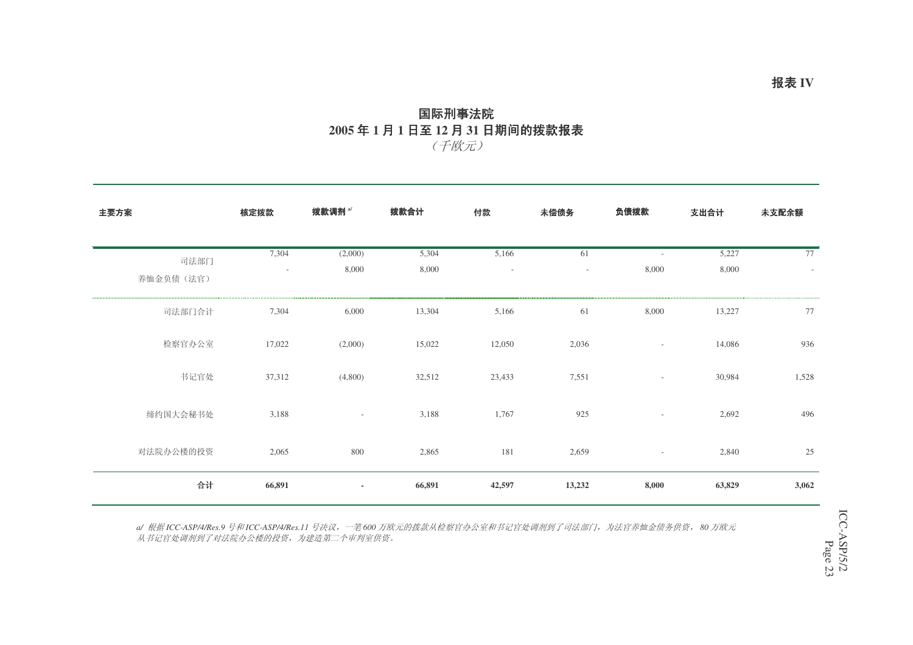**报表 IV**

## 国际刑事法院
## 2005 年 1 月 1 日至 12 月 31 日期间的拨款报表

*（千欧元）*

| 主要方案 | 核定拨款 | 拨款调剂 [a/] | 拨款合计 | 付款 | 未偿债务 | 负债拨款 | 支出合计 | 未支配余额 |
|---|---|---|---|---|---|---|---|---|
| 司法部门 | 7,304 | (2,000) | 5,304 | 5,166 | 61 | - | 5,227 | 77 |
| 养恤金负债（法官） | - | 8,000 | 8,000 | - | - | 8,000 | 8,000 | - |
| 司法部门合计 | 7,304 | 6,000 | 13,304 | 5,166 | 61 | 8,000 | 13,227 | 77 |
| 检察官办公室 | 17,022 | (2,000) | 15,022 | 12,050 | 2,036 | - | 14,086 | 936 |
| 书记官处 | 37,312 | (4,800) | 32,512 | 23,433 | 7,551 | - | 30,984 | 1,528 |
| 缔约国大会秘书处 | 3,188 | - | 3,188 | 1,767 | 925 | - | 2,692 | 496 |
| 对法院办公楼的投资 | 2,065 | 800 | 2,865 | 181 | 2,659 | - | 2,840 | 25 |
| **合计** | **66,891** | **-** | **66,891** | **42,597** | **13,232** | **8,000** | **63,829** | **3,062** |

*a/ 根据 ICC-ASP/4/Res.9 号和 ICC-ASP/4/Res.11 号决议，一笔 600 万欧元的拨款从检察官办公室和书记官处调剂到了司法部门，为法官养恤金债务供资，80 万欧元从书记官处调剂到了对法院办公楼的投资，为建造第二个审判室供资。*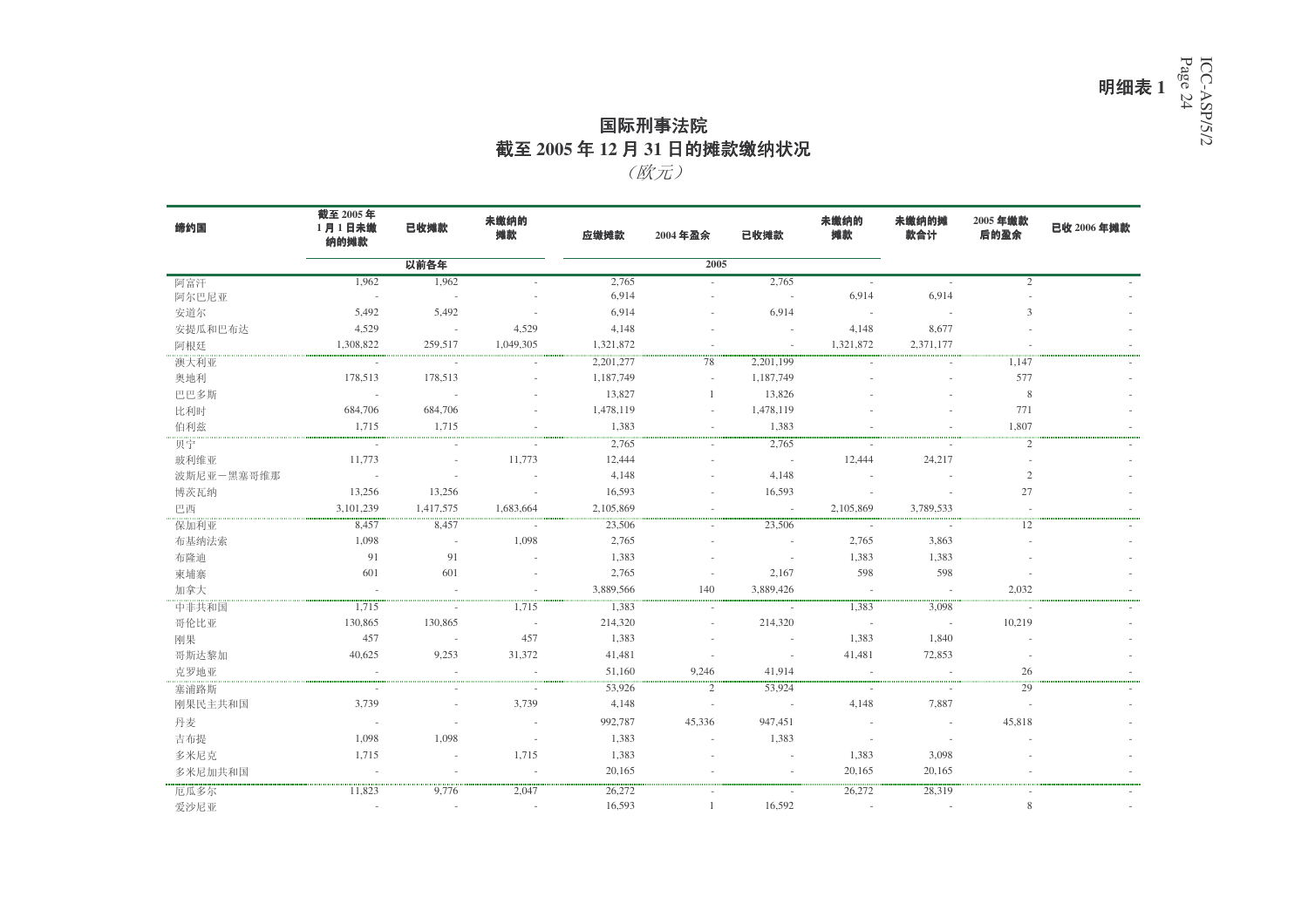明细表 1

# 国际刑事法院
## 截至 2005 年 12 月 31 日的摊款缴纳状况
*（欧元）*

| 缔约国 | 截至 2005 年 1 月 1 日未缴纳的摊款 | 已收摊款 | 未缴纳的摊款 | 应缴摊款 | 2004 年盈余 | 已收摊款 | 未缴纳的摊款 | 未缴纳的摊款合计 | 2005 年缴款后的盈余 | 已收 2006 年摊款 |
|---|---|---|---|---|---|---|---|---|---|---|
| | 以前各年 | | | 2005 | | | | | | |
| 阿富汗 | 1,962 | 1,962 | - | 2,765 | - | 2,765 | - | - | 2 | - |
| 阿尔巴尼亚 | - | - | - | 6,914 | - | - | 6,914 | 6,914 | - | - |
| 安道尔 | 5,492 | 5,492 | - | 6,914 | - | 6,914 | - | - | 3 | - |
| 安提瓜和巴布达 | 4,529 | - | 4,529 | 4,148 | - | - | 4,148 | 8,677 | - | - |
| 阿根廷 | 1,308,822 | 259,517 | 1,049,305 | 1,321,872 | - | - | 1,321,872 | 2,371,177 | - | - |
| 澳大利亚 | - | - | - | 2,201,277 | 78 | 2,201,199 | - | - | 1,147 | - |
| 奥地利 | 178,513 | 178,513 | - | 1,187,749 | - | 1,187,749 | - | - | 577 | - |
| 巴巴多斯 | - | - | - | 13,827 | 1 | 13,826 | - | - | 8 | - |
| 比利时 | 684,706 | 684,706 | - | 1,478,119 | - | 1,478,119 | - | - | 771 | - |
| 伯利兹 | 1,715 | 1,715 | - | 1,383 | - | 1,383 | - | - | 1,807 | - |
| 贝宁 | - | - | - | 2,765 | - | 2,765 | - | - | 2 | - |
| 玻利维亚 | 11,773 | - | 11,773 | 12,444 | - | - | 12,444 | 24,217 | - | - |
| 波斯尼亚－黑塞哥维那 | - | - | - | 4,148 | - | 4,148 | - | - | 2 | - |
| 博茨瓦纳 | 13,256 | 13,256 | - | 16,593 | - | 16,593 | - | - | 27 | - |
| 巴西 | 3,101,239 | 1,417,575 | 1,683,664 | 2,105,869 | - | - | 2,105,869 | 3,789,533 | - | - |
| 保加利亚 | 8,457 | 8,457 | - | 23,506 | - | 23,506 | - | - | 12 | - |
| 布基纳法索 | 1,098 | - | 1,098 | 2,765 | - | - | 2,765 | 3,863 | - | - |
| 布隆迪 | 91 | 91 | - | 1,383 | - | - | 1,383 | 1,383 | - | - |
| 柬埔寨 | 601 | 601 | - | 2,765 | - | 2,167 | 598 | 598 | - | - |
| 加拿大 | - | - | - | 3,889,566 | 140 | 3,889,426 | - | - | 2,032 | - |
| 中非共和国 | 1,715 | - | 1,715 | 1,383 | - | - | 1,383 | 3,098 | - | - |
| 哥伦比亚 | 130,865 | 130,865 | - | 214,320 | - | 214,320 | - | - | 10,219 | - |
| 刚果 | 457 | - | 457 | 1,383 | - | - | 1,383 | 1,840 | - | - |
| 哥斯达黎加 | 40,625 | 9,253 | 31,372 | 41,481 | - | - | 41,481 | 72,853 | - | - |
| 克罗地亚 | - | - | - | 51,160 | 9,246 | 41,914 | - | - | 26 | - |
| 塞浦路斯 | - | - | - | 53,926 | 2 | 53,924 | - | - | 29 | - |
| 刚果民主共和国 | 3,739 | - | 3,739 | 4,148 | - | - | 4,148 | 7,887 | - | - |
| 丹麦 | - | - | - | 992,787 | 45,336 | 947,451 | - | - | 45,818 | - |
| 吉布提 | 1,098 | 1,098 | - | 1,383 | - | 1,383 | - | - | - | - |
| 多米尼克 | 1,715 | - | 1,715 | 1,383 | - | - | 1,383 | 3,098 | - | - |
| 多米尼加共和国 | - | - | - | 20,165 | - | - | 20,165 | 20,165 | - | - |
| 厄瓜多尔 | 11,823 | 9,776 | 2,047 | 26,272 | - | - | 26,272 | 28,319 | - | - |
| 爱沙尼亚 | - | - | - | 16,593 | 1 | 16,592 | - | - | 8 | - |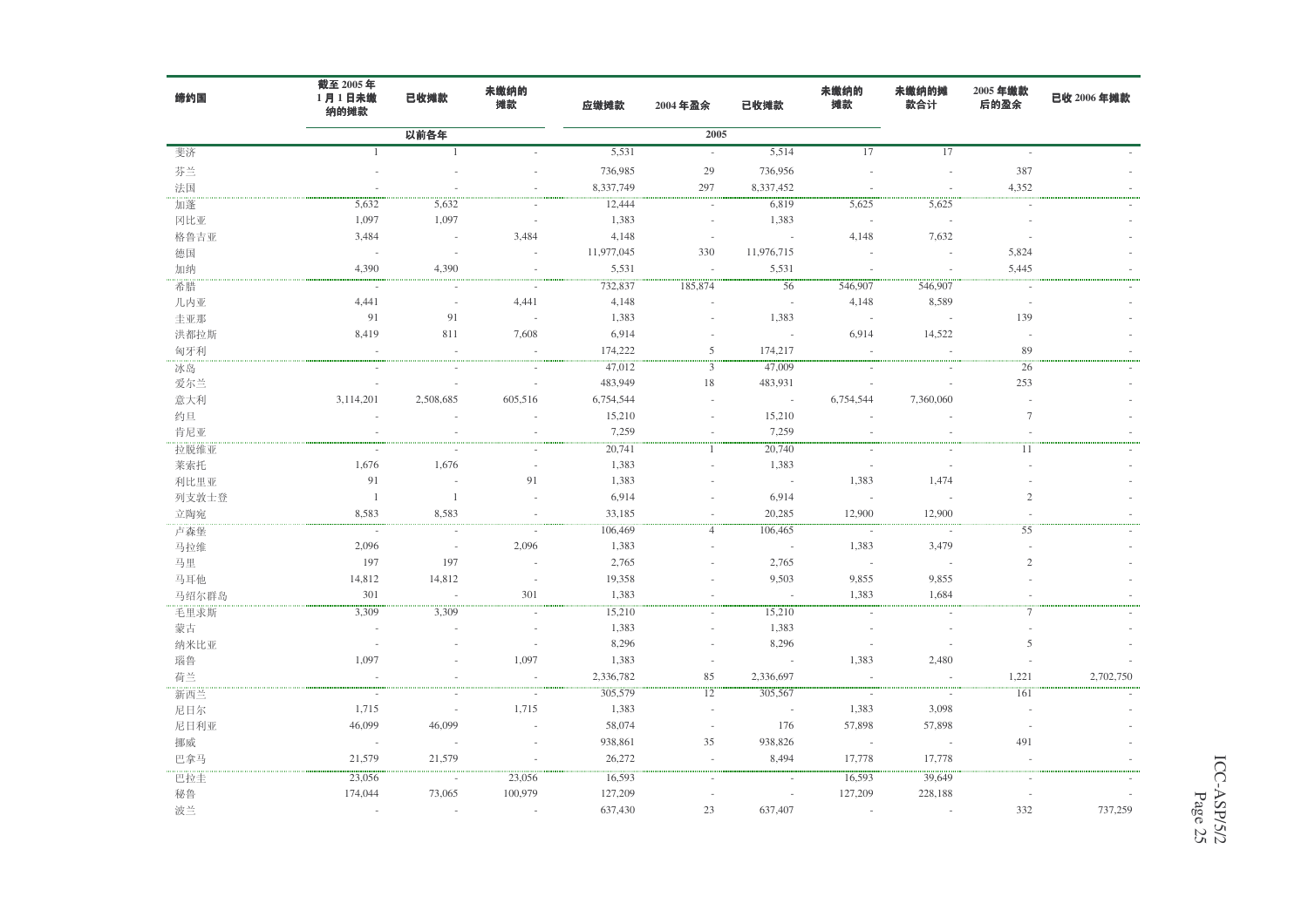| 缔约国 | 截至 2005 年 1 月 1 日未缴纳的摊款 | 已收摊款 | 未缴纳的摊款 | 应缴摊款 | 2004 年盈余 | 已收摊款 | 未缴纳的摊款 | 未缴纳的摊款合计 | 2005 年缴款后的盈余 | 已收 2006 年摊款 |
|---|---|---|---|---|---|---|---|---|---|---|
| | 以前各年 | | | 2005 | | | | | | |
| 斐济 | 1 | 1 | - | 5,531 | - | 5,514 | 17 | 17 | - | - |
| 芬兰 | - | - | - | 736,985 | 29 | 736,956 | - | - | 387 | - |
| 法国 | - | - | - | 8,337,749 | 297 | 8,337,452 | - | - | 4,352 | - |
| 加蓬 | 5,632 | 5,632 | - | 12,444 | - | 6,819 | 5,625 | 5,625 | - | - |
| 冈比亚 | 1,097 | 1,097 | - | 1,383 | - | 1,383 | - | - | - | - |
| 格鲁吉亚 | 3,484 | - | 3,484 | 4,148 | - | - | 4,148 | 7,632 | - | - |
| 德国 | - | - | - | 11,977,045 | 330 | 11,976,715 | - | - | 5,824 | - |
| 加纳 | 4,390 | 4,390 | - | 5,531 | - | 5,531 | - | - | 5,445 | - |
| 希腊 | - | - | - | 732,837 | 185,874 | 56 | 546,907 | 546,907 | - | - |
| 几内亚 | 4,441 | - | 4,441 | 4,148 | - | - | 4,148 | 8,589 | - | - |
| 圭亚那 | 91 | 91 | - | 1,383 | - | 1,383 | - | - | 139 | - |
| 洪都拉斯 | 8,419 | 811 | 7,608 | 6,914 | - | - | 6,914 | 14,522 | - | - |
| 匈牙利 | - | - | - | 174,222 | 5 | 174,217 | - | - | 89 | - |
| 冰岛 | - | - | - | 47,012 | 3 | 47,009 | - | - | 26 | - |
| 爱尔兰 | - | - | - | 483,949 | 18 | 483,931 | - | - | 253 | - |
| 意大利 | 3,114,201 | 2,508,685 | 605,516 | 6,754,544 | - | - | 6,754,544 | 7,360,060 | - | - |
| 约旦 | - | - | - | 15,210 | - | 15,210 | - | - | 7 | - |
| 肯尼亚 | - | - | - | 7,259 | - | 7,259 | - | - | - | - |
| 拉脱维亚 | - | - | - | 20,741 | 1 | 20,740 | - | - | 11 | - |
| 莱索托 | 1,676 | 1,676 | - | 1,383 | - | 1,383 | - | - | - | - |
| 利比里亚 | 91 | - | 91 | 1,383 | - | - | 1,383 | 1,474 | - | - |
| 列支敦士登 | 1 | 1 | - | 6,914 | - | 6,914 | - | - | 2 | - |
| 立陶宛 | 8,583 | 8,583 | - | 33,185 | - | 20,285 | 12,900 | 12,900 | - | - |
| 卢森堡 | - | - | - | 106,469 | 4 | 106,465 | - | - | 55 | - |
| 马拉维 | 2,096 | - | 2,096 | 1,383 | - | - | 1,383 | 3,479 | - | - |
| 马里 | 197 | 197 | - | 2,765 | - | 2,765 | - | - | 2 | - |
| 马耳他 | 14,812 | 14,812 | - | 19,358 | - | 9,503 | 9,855 | 9,855 | - | - |
| 马绍尔群岛 | 301 | - | 301 | 1,383 | - | - | 1,383 | 1,684 | - | - |
| 毛里求斯 | 3,309 | 3,309 | - | 15,210 | - | 15,210 | - | - | 7 | - |
| 蒙古 | - | - | - | 1,383 | - | 1,383 | - | - | - | - |
| 纳米比亚 | - | - | - | 8,296 | - | 8,296 | - | - | 5 | - |
| 瑙鲁 | 1,097 | - | 1,097 | 1,383 | - | - | 1,383 | 2,480 | - | - |
| 荷兰 | - | - | - | 2,336,782 | 85 | 2,336,697 | - | - | 1,221 | 2,702,750 |
| 新西兰 | - | - | - | 305,579 | 12 | 305,567 | - | - | 161 | - |
| 尼日尔 | 1,715 | - | 1,715 | 1,383 | - | - | 1,383 | 3,098 | - | - |
| 尼日利亚 | 46,099 | 46,099 | - | 58,074 | - | 176 | 57,898 | 57,898 | - | - |
| 挪威 | - | - | - | 938,861 | 35 | 938,826 | - | - | 491 | - |
| 巴拿马 | 21,579 | 21,579 | - | 26,272 | - | 8,494 | 17,778 | 17,778 | - | - |
| 巴拉圭 | 23,056 | - | 23,056 | 16,593 | - | - | 16,593 | 39,649 | - | - |
| 秘鲁 | 174,044 | 73,065 | 100,979 | 127,209 | - | - | 127,209 | 228,188 | - | - |
| 波兰 | - | - | - | 637,430 | 23 | 637,407 | - | - | 332 | 737,259 |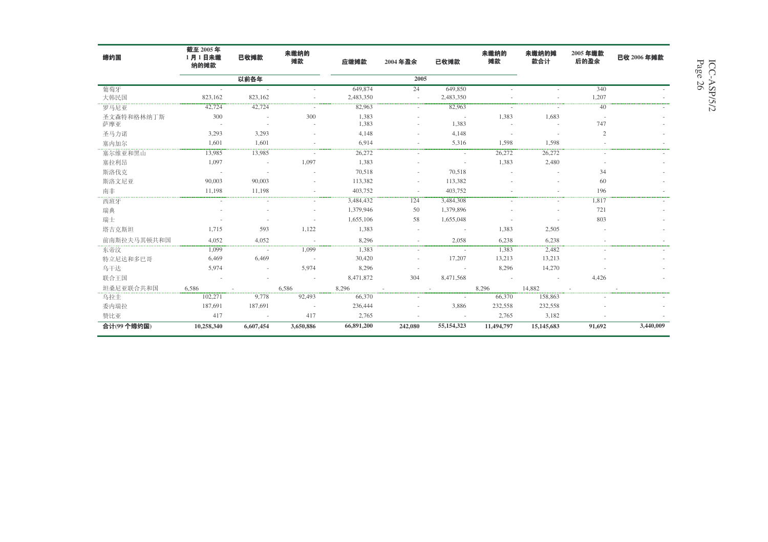| 缔约国 | 截至 2005 年 1 月 1 日未缴纳的摊款 | 已收摊款 | 未缴纳的摊款 | 应缴摊款 | 2004 年盈余 | 已收摊款 | 未缴纳的摊款 | 未缴纳的摊款合计 | 2005 年缴款后的盈余 | 已收 2006 年摊款 |
|---|---|---|---|---|---|---|---|---|---|---|
| | 以前各年 | | | 2005 | | | | | | |
| 葡萄牙 | - | - | - | 649,874 | 24 | 649,850 | - | - | 340 | - |
| 大韩民国 | 823,162 | 823,162 | - | 2,483,350 | - | 2,483,350 | - | - | 1,207 | - |
| 罗马尼亚 | 42,724 | 42,724 | - | 82,963 | - | 82,963 | - | - | 40 | - |
| 圣文森特和格林纳丁斯 | 300 | - | 300 | 1,383 | - | - | 1,383 | 1,683 | - | - |
| 萨摩亚 | - | - | - | 1,383 | - | 1,383 | - | - | 747 | - |
| 圣马力诺 | 3,293 | 3,293 | - | 4,148 | - | 4,148 | - | - | 2 | - |
| 塞内加尔 | 1,601 | 1,601 | - | 6,914 | - | 5,316 | 1,598 | 1,598 | - | - |
| 塞尔维亚和黑山 | 13,985 | 13,985 | - | 26,272 | - | - | 26,272 | 26,272 | - | - |
| 塞拉利昂 | 1,097 | - | 1,097 | 1,383 | - | - | 1,383 | 2,480 | - | - |
| 斯洛伐克 | - | - | - | 70,518 | - | 70,518 | - | - | 34 | - |
| 斯洛文尼亚 | 90,003 | 90,003 | - | 113,382 | - | 113,382 | - | - | 60 | - |
| 南非 | 11,198 | 11,198 | - | 403,752 | - | 403,752 | - | - | 196 | - |
| 西班牙 | - | - | - | 3,484,432 | 124 | 3,484,308 | - | - | 1,817 | - |
| 瑞典 | - | - | - | 1,379,946 | 50 | 1,379,896 | - | - | 721 | - |
| 瑞士 | - | - | - | 1,655,106 | 58 | 1,655,048 | - | - | 803 | - |
| 塔吉克斯坦 | 1,715 | 593 | 1,122 | 1,383 | - | - | 1,383 | 2,505 | - | - |
| 前南斯拉夫马其顿共和国 | 4,052 | 4,052 | - | 8,296 | - | 2,058 | 6,238 | 6,238 | - | - |
| 东帝汶 | 1,099 | - | 1,099 | 1,383 | - | - | 1,383 | 2,482 | - | - |
| 特立尼达和多巴哥 | 6,469 | 6,469 | - | 30,420 | - | 17,207 | 13,213 | 13,213 | - | - |
| 乌干达 | 5,974 | - | 5,974 | 8,296 | - | - | 8,296 | 14,270 | - | - |
| 联合王国 | - | - | - | 8,471,872 | 304 | 8,471,568 | - | - | 4,426 | - |
| 坦桑尼亚联合共和国 | 6,586 | - | 6,586 | 8,296 | - | - | 8,296 | 14,882 | - | - |
| 乌拉圭 | 102,271 | 9,778 | 92,493 | 66,370 | - | - | 66,370 | 158,863 | - | - |
| 委内瑞拉 | 187,691 | 187,691 | - | 236,444 | - | 3,886 | 232,558 | 232,558 | - | - |
| 赞比亚 | 417 | - | 417 | 2,765 | - | - | 2,765 | 3,182 | - | - |
| **合计(99 个缔约国)** | **10,258,340** | **6,607,454** | **3,650,886** | **66,891,200** | **242,080** | **55,154,323** | **11,494,797** | **15,145,683** | **91,692** | **3,440,009** |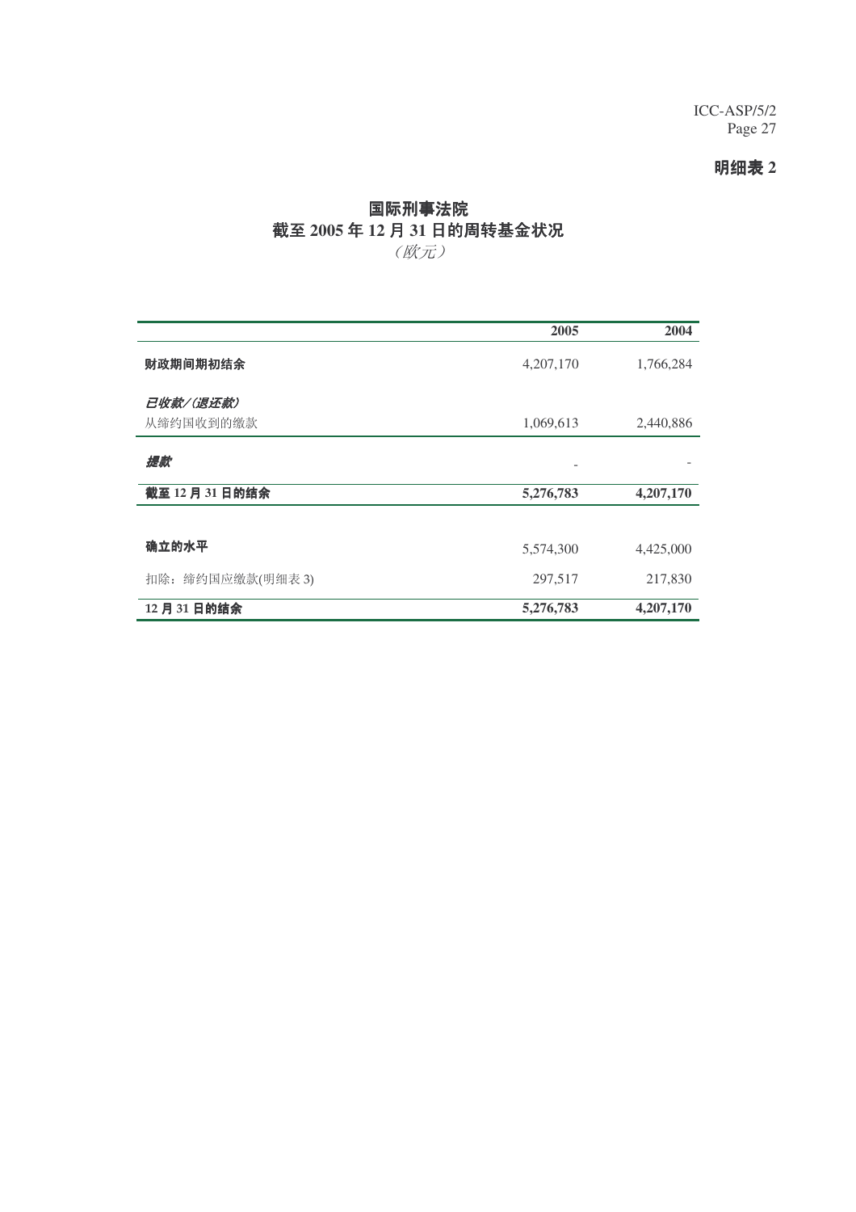**明细表 2**

## 国际刑事法院
## 截至 2005 年 12 月 31 日的周转基金状况

*（欧元）*

| | 2005 | 2004 |
|---|---|---|
| **财政期间期初结余** | 4,207,170 | 1,766,284 |
| ***已收款/(退还款)*** | | |
| 从缔约国收到的缴款 | 1,069,613 | 2,440,886 |
| ***提款*** | - | - |
| **截至 12 月 31 日的结余** | **5,276,783** | **4,207,170** |
| | | |
| **确立的水平** | 5,574,300 | 4,425,000 |
| 扣除：缔约国应缴款(明细表 3) | 297,517 | 217,830 |
| **12 月 31 日的结余** | **5,276,783** | **4,207,170** |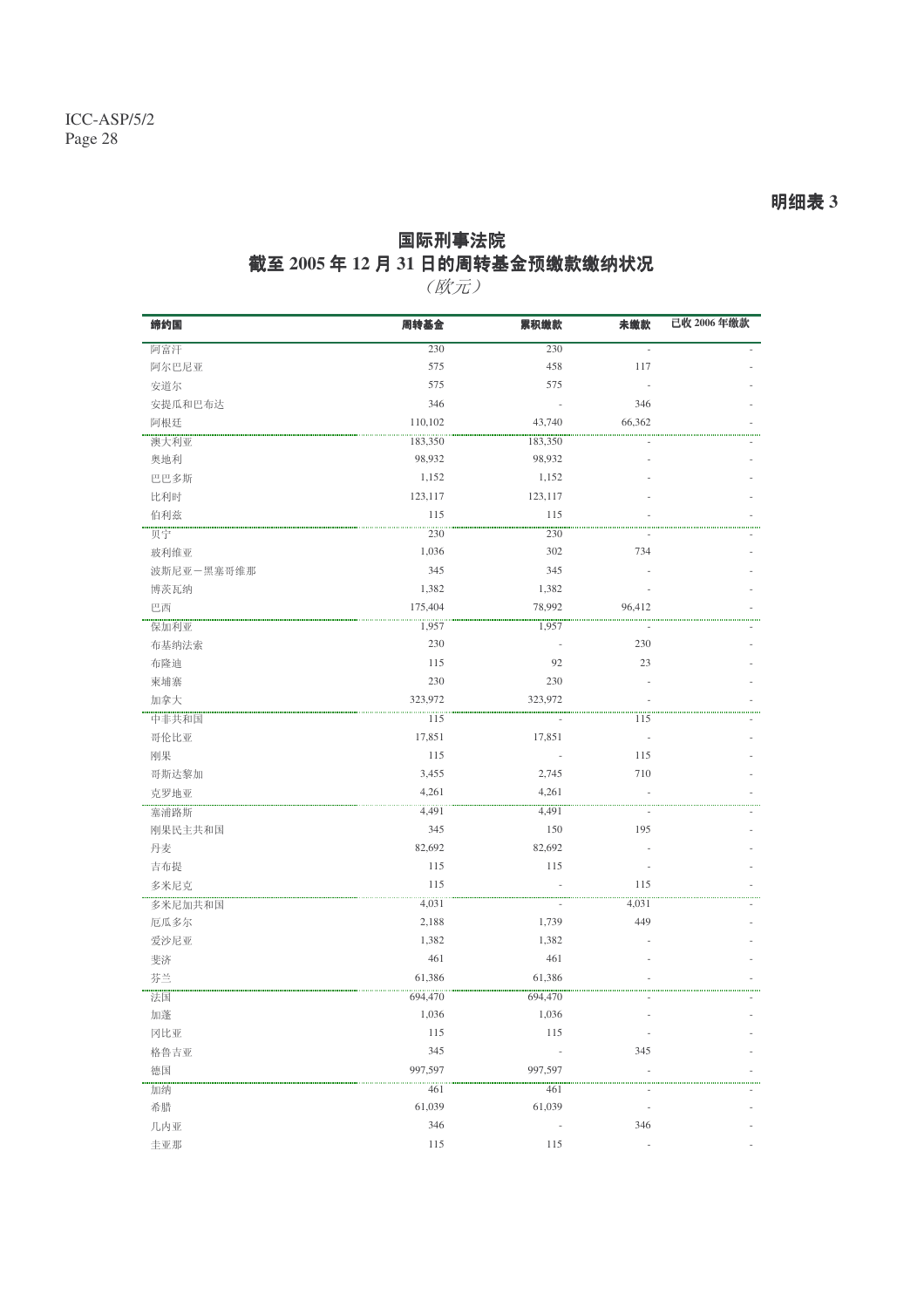**明细表 3**

# 国际刑事法院
## 截至 2005 年 12 月 31 日的周转基金预缴款缴纳状况

*（欧元）*

| 缔约国 | 周转基金 | 累积缴款 | 未缴款 | 已收 2006 年缴款 |
|---|---|---|---|---|
| 阿富汗 | 230 | 230 | - | - |
| 阿尔巴尼亚 | 575 | 458 | 117 | - |
| 安道尔 | 575 | 575 | - | - |
| 安提瓜和巴布达 | 346 | - | 346 | - |
| 阿根廷 | 110,102 | 43,740 | 66,362 | - |
| 澳大利亚 | 183,350 | 183,350 | - | - |
| 奥地利 | 98,932 | 98,932 | - | - |
| 巴巴多斯 | 1,152 | 1,152 | - | - |
| 比利时 | 123,117 | 123,117 | - | - |
| 伯利兹 | 115 | 115 | - | - |
| 贝宁 | 230 | 230 | - | - |
| 玻利维亚 | 1,036 | 302 | 734 | - |
| 波斯尼亚－黑塞哥维那 | 345 | 345 | - | - |
| 博茨瓦纳 | 1,382 | 1,382 | - | - |
| 巴西 | 175,404 | 78,992 | 96,412 | - |
| 保加利亚 | 1,957 | 1,957 | - | - |
| 布基纳法索 | 230 | - | 230 | - |
| 布隆迪 | 115 | 92 | 23 | - |
| 柬埔寨 | 230 | 230 | - | - |
| 加拿大 | 323,972 | 323,972 | - | - |
| 中非共和国 | 115 | - | 115 | - |
| 哥伦比亚 | 17,851 | 17,851 | - | - |
| 刚果 | 115 | - | 115 | - |
| 哥斯达黎加 | 3,455 | 2,745 | 710 | - |
| 克罗地亚 | 4,261 | 4,261 | - | - |
| 塞浦路斯 | 4,491 | 4,491 | - | - |
| 刚果民主共和国 | 345 | 150 | 195 | - |
| 丹麦 | 82,692 | 82,692 | - | - |
| 吉布提 | 115 | 115 | - | - |
| 多米尼克 | 115 | - | 115 | - |
| 多米尼加共和国 | 4,031 | - | 4,031 | - |
| 厄瓜多尔 | 2,188 | 1,739 | 449 | - |
| 爱沙尼亚 | 1,382 | 1,382 | - | - |
| 斐济 | 461 | 461 | - | - |
| 芬兰 | 61,386 | 61,386 | - | - |
| 法国 | 694,470 | 694,470 | - | - |
| 加蓬 | 1,036 | 1,036 | - | - |
| 冈比亚 | 115 | 115 | - | - |
| 格鲁吉亚 | 345 | - | 345 | - |
| 德国 | 997,597 | 997,597 | - | - |
| 加纳 | 461 | 461 | - | - |
| 希腊 | 61,039 | 61,039 | - | - |
| 几内亚 | 346 | - | 346 | - |
| 圭亚那 | 115 | 115 | - | - |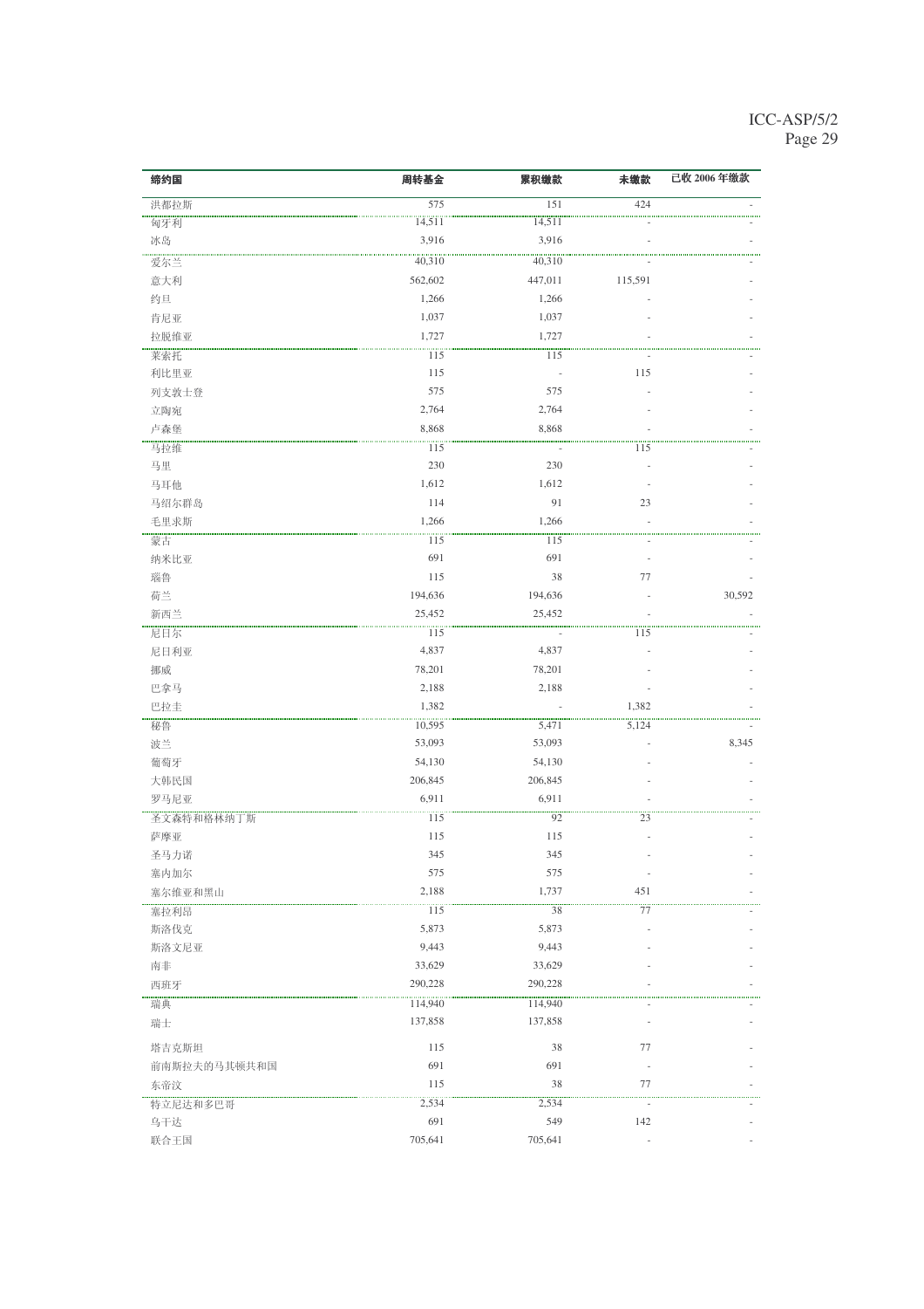| 缔约国 | 周转基金 | 累积缴款 | 未缴款 | 已收 2006 年缴款 |
|---|---|---|---|---|
| 洪都拉斯 | 575 | 151 | 424 | - |
| 匈牙利 | 14,511 | 14,511 | - | - |
| 冰岛 | 3,916 | 3,916 | - | - |
| 爱尔兰 | 40,310 | 40,310 | - | - |
| 意大利 | 562,602 | 447,011 | 115,591 | - |
| 约旦 | 1,266 | 1,266 | - | - |
| 肯尼亚 | 1,037 | 1,037 | - | - |
| 拉脱维亚 | 1,727 | 1,727 | - | - |
| 莱索托 | 115 | 115 | - | - |
| 利比里亚 | 115 | - | 115 | - |
| 列支敦士登 | 575 | 575 | - | - |
| 立陶宛 | 2,764 | 2,764 | - | - |
| 卢森堡 | 8,868 | 8,868 | - | - |
| 马拉维 | 115 | - | 115 | - |
| 马里 | 230 | 230 | - | - |
| 马耳他 | 1,612 | 1,612 | - | - |
| 马绍尔群岛 | 114 | 91 | 23 | - |
| 毛里求斯 | 1,266 | 1,266 | - | - |
| 蒙古 | 115 | 115 | - | - |
| 纳米比亚 | 691 | 691 | - | - |
| 瑙鲁 | 115 | 38 | 77 | - |
| 荷兰 | 194,636 | 194,636 | - | 30,592 |
| 新西兰 | 25,452 | 25,452 | - | - |
| 尼日尔 | 115 | - | 115 | - |
| 尼日利亚 | 4,837 | 4,837 | - | - |
| 挪威 | 78,201 | 78,201 | - | - |
| 巴拿马 | 2,188 | 2,188 | - | - |
| 巴拉圭 | 1,382 | - | 1,382 | - |
| 秘鲁 | 10,595 | 5,471 | 5,124 | - |
| 波兰 | 53,093 | 53,093 | - | 8,345 |
| 葡萄牙 | 54,130 | 54,130 | - | - |
| 大韩民国 | 206,845 | 206,845 | - | - |
| 罗马尼亚 | 6,911 | 6,911 | - | - |
| 圣文森特和格林纳丁斯 | 115 | 92 | 23 | - |
| 萨摩亚 | 115 | 115 | - | - |
| 圣马力诺 | 345 | 345 | - | - |
| 塞内加尔 | 575 | 575 | - | - |
| 塞尔维亚和黑山 | 2,188 | 1,737 | 451 | - |
| 塞拉利昂 | 115 | 38 | 77 | - |
| 斯洛伐克 | 5,873 | 5,873 | - | - |
| 斯洛文尼亚 | 9,443 | 9,443 | - | - |
| 南非 | 33,629 | 33,629 | - | - |
| 西班牙 | 290,228 | 290,228 | - | - |
| 瑞典 | 114,940 | 114,940 | - | - |
| 瑞士 | 137,858 | 137,858 | - | - |
| 塔吉克斯坦 | 115 | 38 | 77 | - |
| 前南斯拉夫的马其顿共和国 | 691 | 691 | - | - |
| 东帝汶 | 115 | 38 | 77 | - |
| 特立尼达和多巴哥 | 2,534 | 2,534 | - | - |
| 乌干达 | 691 | 549 | 142 | - |
| 联合王国 | 705,641 | 705,641 | - | - |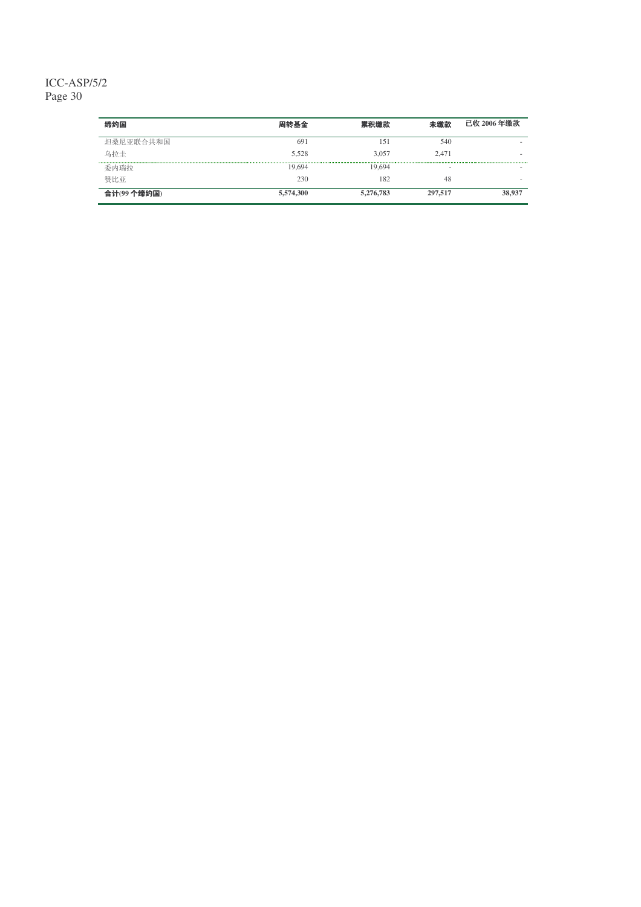| 缔约国 | 周转基金 | 累积缴款 | 未缴款 | 已收 2006 年缴款 |
|---|---|---|---|---|
| 坦桑尼亚联合共和国 | 691 | 151 | 540 | - |
| 乌拉圭 | 5,528 | 3,057 | 2,471 | - |
| 委内瑞拉 | 19,694 | 19,694 | - | - |
| 赞比亚 | 230 | 182 | 48 | - |
| **合计(99 个缔约国)** | **5,574,300** | **5,276,783** | **297,517** | **38,937** |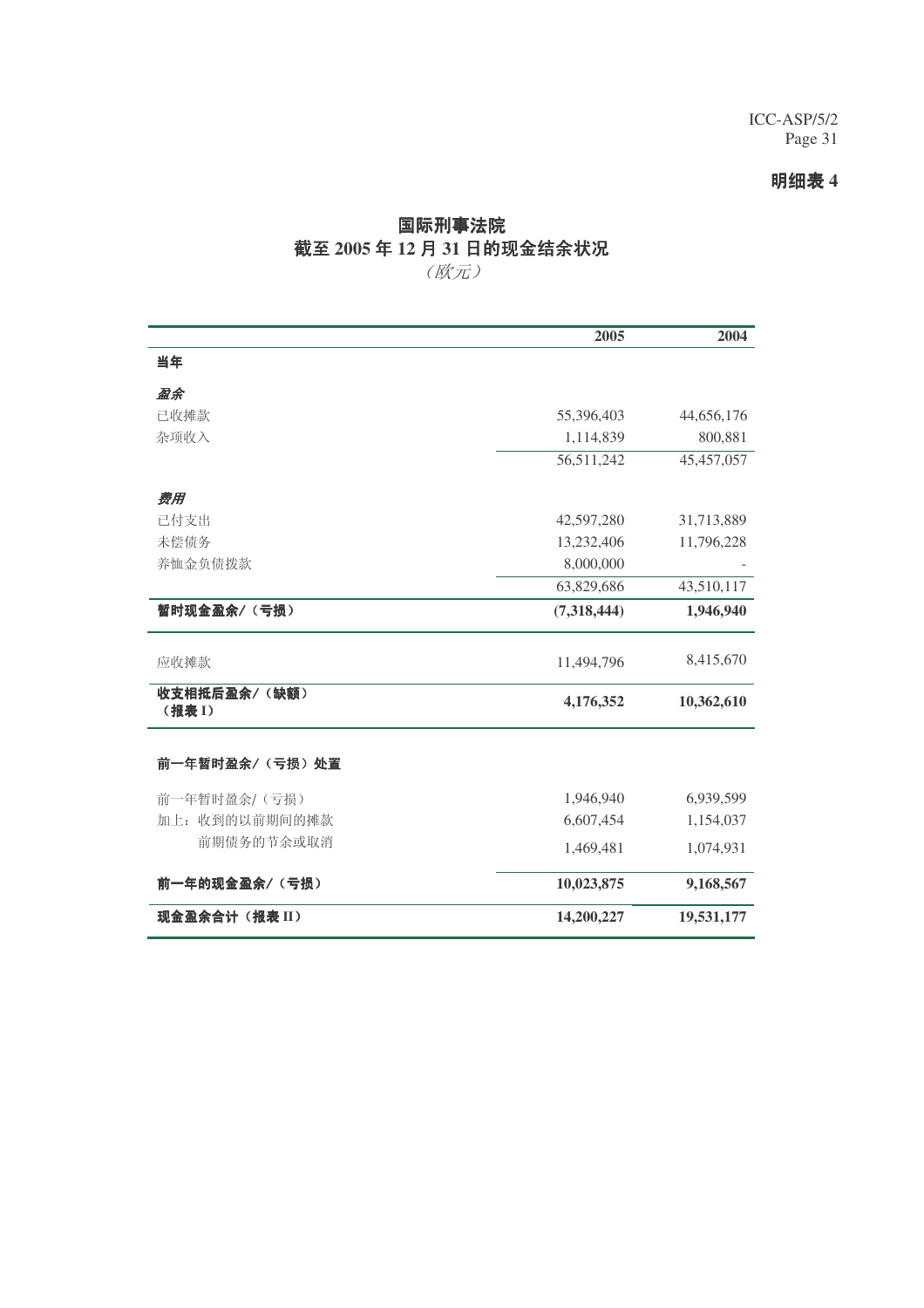**明细表 4**

# 国际刑事法院
## 截至 2005 年 12 月 31 日的现金结余状况
*（欧元）*

| | 2005 | 2004 |
|---|---|---|
| **当年** | | |
| ***盈余*** | | |
| 已收摊款 | 55,396,403 | 44,656,176 |
| 杂项收入 | 1,114,839 | 800,881 |
| | 56,511,242 | 45,457,057 |
| ***费用*** | | |
| 已付支出 | 42,597,280 | 31,713,889 |
| 未偿债务 | 13,232,406 | 11,796,228 |
| 养恤金负债拨款 | 8,000,000 | - |
| | 63,829,686 | 43,510,117 |
| **暂时现金盈余/（亏损）** | **(7,318,444)** | **1,946,940** |
| 应收摊款 | 11,494,796 | 8,415,670 |
| **收支相抵后盈余/（缺额）（报表 I）** | **4,176,352** | **10,362,610** |
| **前一年暂时盈余/（亏损）处置** | | |
| 前一年暂时盈余/（亏损） | 1,946,940 | 6,939,599 |
| 加上：收到的以前期间的摊款 | 6,607,454 | 1,154,037 |
| 前期债务的节余或取消 | 1,469,481 | 1,074,931 |
| **前一年的现金盈余/（亏损）** | **10,023,875** | **9,168,567** |
| **现金盈余合计（报表 II）** | **14,200,227** | **19,531,177** |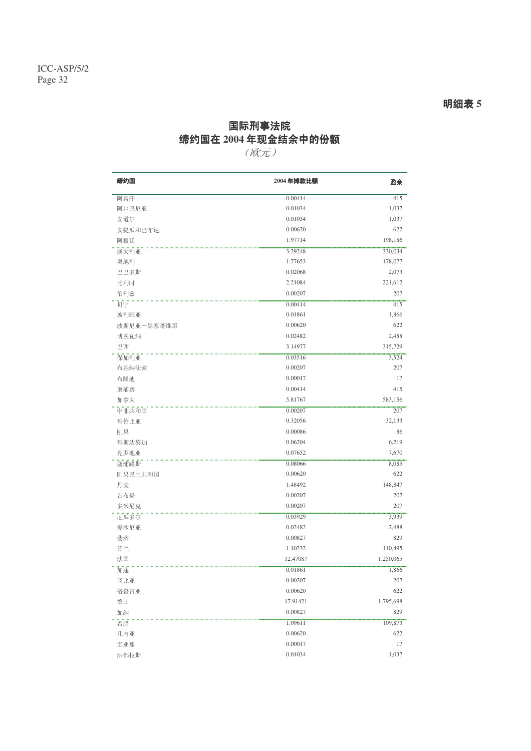**明细表 5**

## 国际刑事法院
## 缔约国在 2004 年现金结余中的份额
*（欧元）*

| 缔约国 | 2004 年摊款比额 | 盈余 |
|---|---|---|
| 阿富汗 | 0.00414 | 415 |
| 阿尔巴尼亚 | 0.01034 | 1,037 |
| 安道尔 | 0.01034 | 1,037 |
| 安提瓜和巴布达 | 0.00620 | 622 |
| 阿根廷 | 1.97714 | 198,186 |
| 澳大利亚 | 3.29248 | 330,034 |
| 奥地利 | 1.77653 | 178,077 |
| 巴巴多斯 | 0.02068 | 2,073 |
| 比利时 | 2.21084 | 221,612 |
| 伯利兹 | 0.00207 | 207 |
| 贝宁 | 0.00414 | 415 |
| 玻利维亚 | 0.01861 | 1,866 |
| 波斯尼亚－黑塞哥维那 | 0.00620 | 622 |
| 博茨瓦纳 | 0.02482 | 2,488 |
| 巴西 | 3.14977 | 315,729 |
| 保加利亚 | 0.03516 | 3,524 |
| 布基纳法索 | 0.00207 | 207 |
| 布隆迪 | 0.00017 | 17 |
| 柬埔寨 | 0.00414 | 415 |
| 加拿大 | 5.81767 | 583,156 |
| 中非共和国 | 0.00207 | 207 |
| 哥伦比亚 | 0.32056 | 32,133 |
| 刚果 | 0.00086 | 86 |
| 哥斯达黎加 | 0.06204 | 6,219 |
| 克罗地亚 | 0.07652 | 7,670 |
| 塞浦路斯 | 0.08066 | 8,085 |
| 刚果民主共和国 | 0.00620 | 622 |
| 丹麦 | 1.48492 | 148,847 |
| 吉布提 | 0.00207 | 207 |
| 多米尼克 | 0.00207 | 207 |
| 厄瓜多尔 | 0.03929 | 3,939 |
| 爱沙尼亚 | 0.02482 | 2,488 |
| 斐济 | 0.00827 | 829 |
| 芬兰 | 1.10232 | 110,495 |
| 法国 | 12.47087 | 1,250,065 |
| 加蓬 | 0.01861 | 1,866 |
| 冈比亚 | 0.00207 | 207 |
| 格鲁吉亚 | 0.00620 | 622 |
| 德国 | 17.91421 | 1,795,698 |
| 加纳 | 0.00827 | 829 |
| 希腊 | 1.09611 | 109,873 |
| 几内亚 | 0.00620 | 622 |
| 圭亚那 | 0.00017 | 17 |
| 洪都拉斯 | 0.01034 | 1,037 |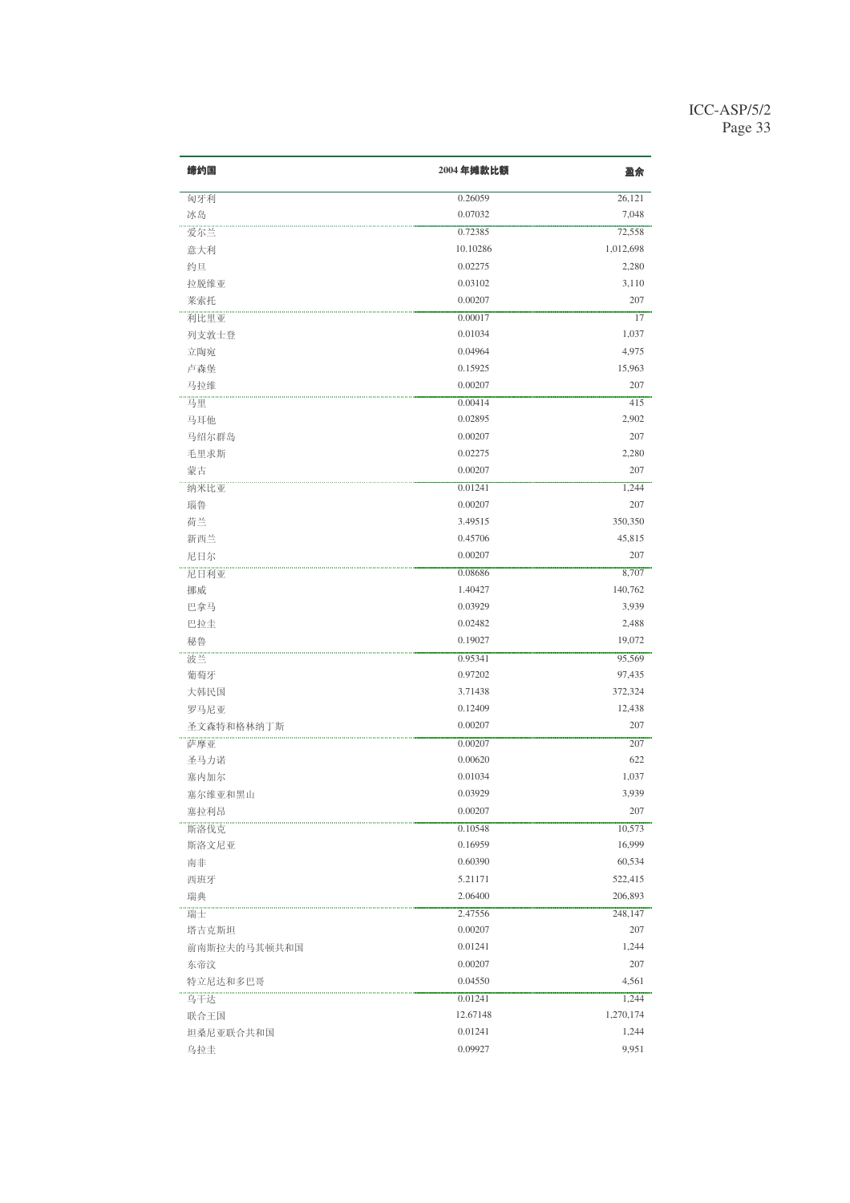| 缔约国 | 2004 年摊款比额 | 盈余 |
|---|---|---|
| 匈牙利 | 0.26059 | 26,121 |
| 冰岛 | 0.07032 | 7,048 |
| 爱尔兰 | 0.72385 | 72,558 |
| 意大利 | 10.10286 | 1,012,698 |
| 约旦 | 0.02275 | 2,280 |
| 拉脱维亚 | 0.03102 | 3,110 |
| 莱索托 | 0.00207 | 207 |
| 利比里亚 | 0.00017 | 17 |
| 列支敦士登 | 0.01034 | 1,037 |
| 立陶宛 | 0.04964 | 4,975 |
| 卢森堡 | 0.15925 | 15,963 |
| 马拉维 | 0.00207 | 207 |
| 马里 | 0.00414 | 415 |
| 马耳他 | 0.02895 | 2,902 |
| 马绍尔群岛 | 0.00207 | 207 |
| 毛里求斯 | 0.02275 | 2,280 |
| 蒙古 | 0.00207 | 207 |
| 纳米比亚 | 0.01241 | 1,244 |
| 瑙鲁 | 0.00207 | 207 |
| 荷兰 | 3.49515 | 350,350 |
| 新西兰 | 0.45706 | 45,815 |
| 尼日尔 | 0.00207 | 207 |
| 尼日利亚 | 0.08686 | 8,707 |
| 挪威 | 1.40427 | 140,762 |
| 巴拿马 | 0.03929 | 3,939 |
| 巴拉圭 | 0.02482 | 2,488 |
| 秘鲁 | 0.19027 | 19,072 |
| 波兰 | 0.95341 | 95,569 |
| 葡萄牙 | 0.97202 | 97,435 |
| 大韩民国 | 3.71438 | 372,324 |
| 罗马尼亚 | 0.12409 | 12,438 |
| 圣文森特和格林纳丁斯 | 0.00207 | 207 |
| 萨摩亚 | 0.00207 | 207 |
| 圣马力诺 | 0.00620 | 622 |
| 塞内加尔 | 0.01034 | 1,037 |
| 塞尔维亚和黑山 | 0.03929 | 3,939 |
| 塞拉利昂 | 0.00207 | 207 |
| 斯洛伐克 | 0.10548 | 10,573 |
| 斯洛文尼亚 | 0.16959 | 16,999 |
| 南非 | 0.60390 | 60,534 |
| 西班牙 | 5.21171 | 522,415 |
| 瑞典 | 2.06400 | 206,893 |
| 瑞士 | 2.47556 | 248,147 |
| 塔吉克斯坦 | 0.00207 | 207 |
| 前南斯拉夫的马其顿共和国 | 0.01241 | 1,244 |
| 东帝汶 | 0.00207 | 207 |
| 特立尼达和多巴哥 | 0.04550 | 4,561 |
| 乌干达 | 0.01241 | 1,244 |
| 联合王国 | 12.67148 | 1,270,174 |
| 坦桑尼亚联合共和国 | 0.01241 | 1,244 |
| 乌拉圭 | 0.09927 | 9,951 |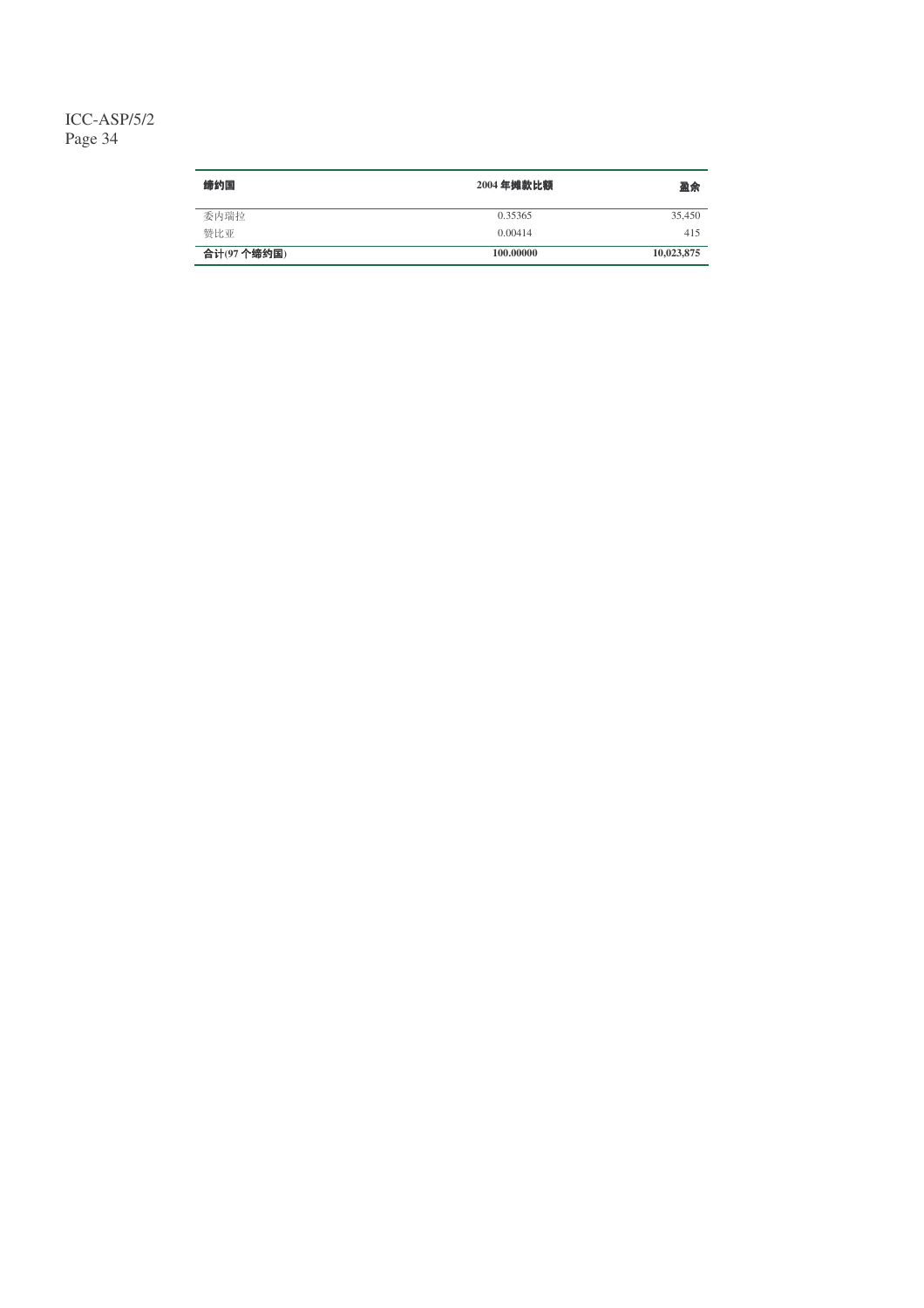| 缔约国 | 2004 年摊款比额 | 盈余 |
|---|---|---|
| 委内瑞拉 | 0.35365 | 35,450 |
| 赞比亚 | 0.00414 | 415 |
| **合计(97 个缔约国)** | **100.00000** | **10,023,875** |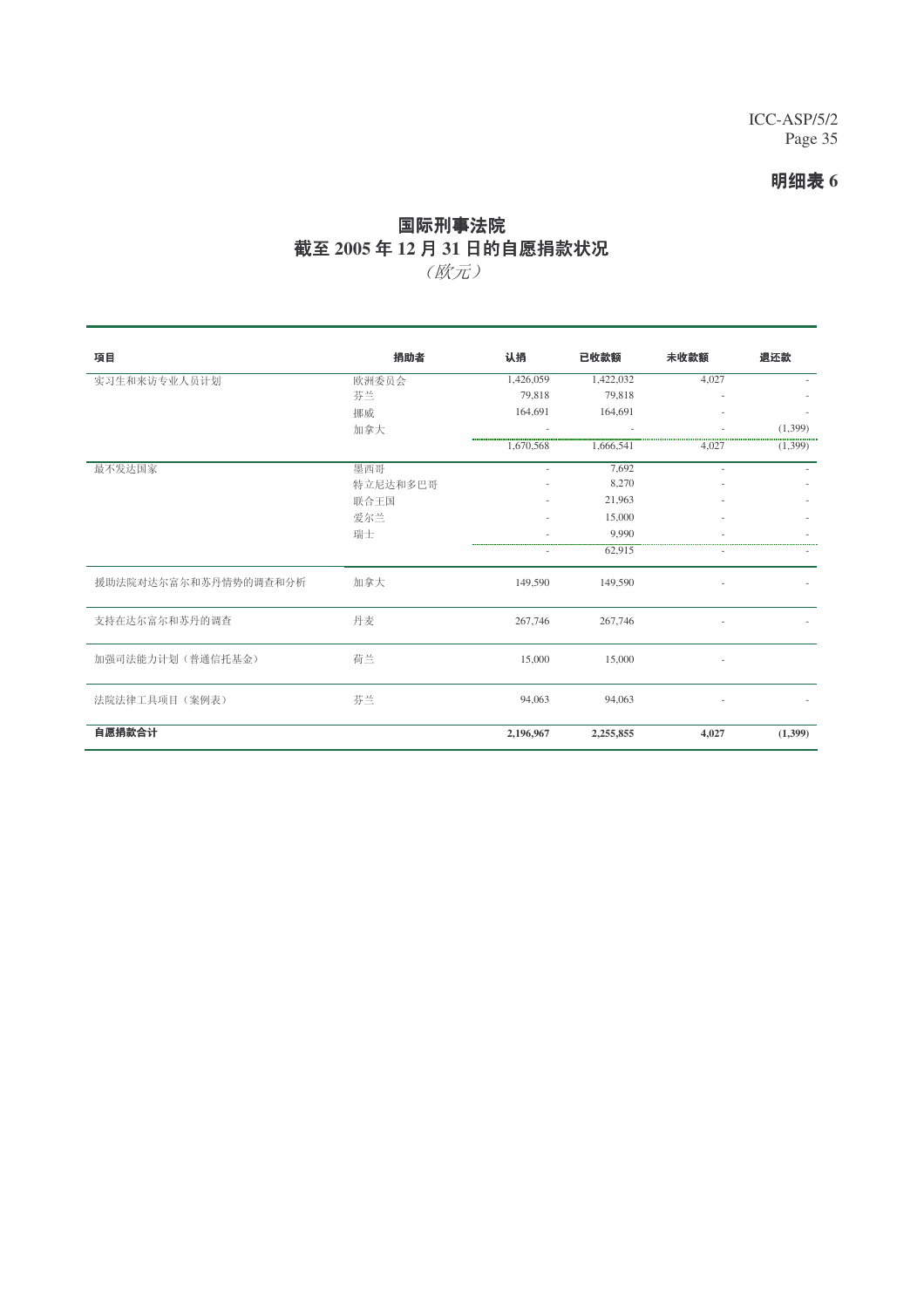## 明细表 6

# 国际刑事法院
## 截至 2005 年 12 月 31 日的自愿捐款状况
*（欧元）*

| 项目 | 捐助者 | 认捐 | 已收款额 | 未收款额 | 退还款 |
|---|---|---|---|---|---|
| 实习生和来访专业人员计划 | 欧洲委员会 | 1,426,059 | 1,422,032 | 4,027 | - |
| | 芬兰 | 79,818 | 79,818 | - | - |
| | 挪威 | 164,691 | 164,691 | - | - |
| | 加拿大 | - | - | - | (1,399) |
| | | 1,670,568 | 1,666,541 | 4,027 | (1,399) |
| 最不发达国家 | 墨西哥 | - | 7,692 | - | - |
| | 特立尼达和多巴哥 | - | 8,270 | - | - |
| | 联合王国 | - | 21,963 | - | - |
| | 爱尔兰 | - | 15,000 | - | - |
| | 瑞士 | - | 9,990 | - | - |
| | | - | 62,915 | - | - |
| 援助法院对达尔富尔和苏丹情势的调查和分析 | 加拿大 | 149,590 | 149,590 | - | - |
| 支持在达尔富尔和苏丹的调查 | 丹麦 | 267,746 | 267,746 | - | - |
| 加强司法能力计划（普通信托基金） | 荷兰 | 15,000 | 15,000 | - | |
| 法院法律工具项目（案例表） | 芬兰 | 94,063 | 94,063 | - | - |
| **自愿捐款合计** | | **2,196,967** | **2,255,855** | **4,027** | **(1,399)** |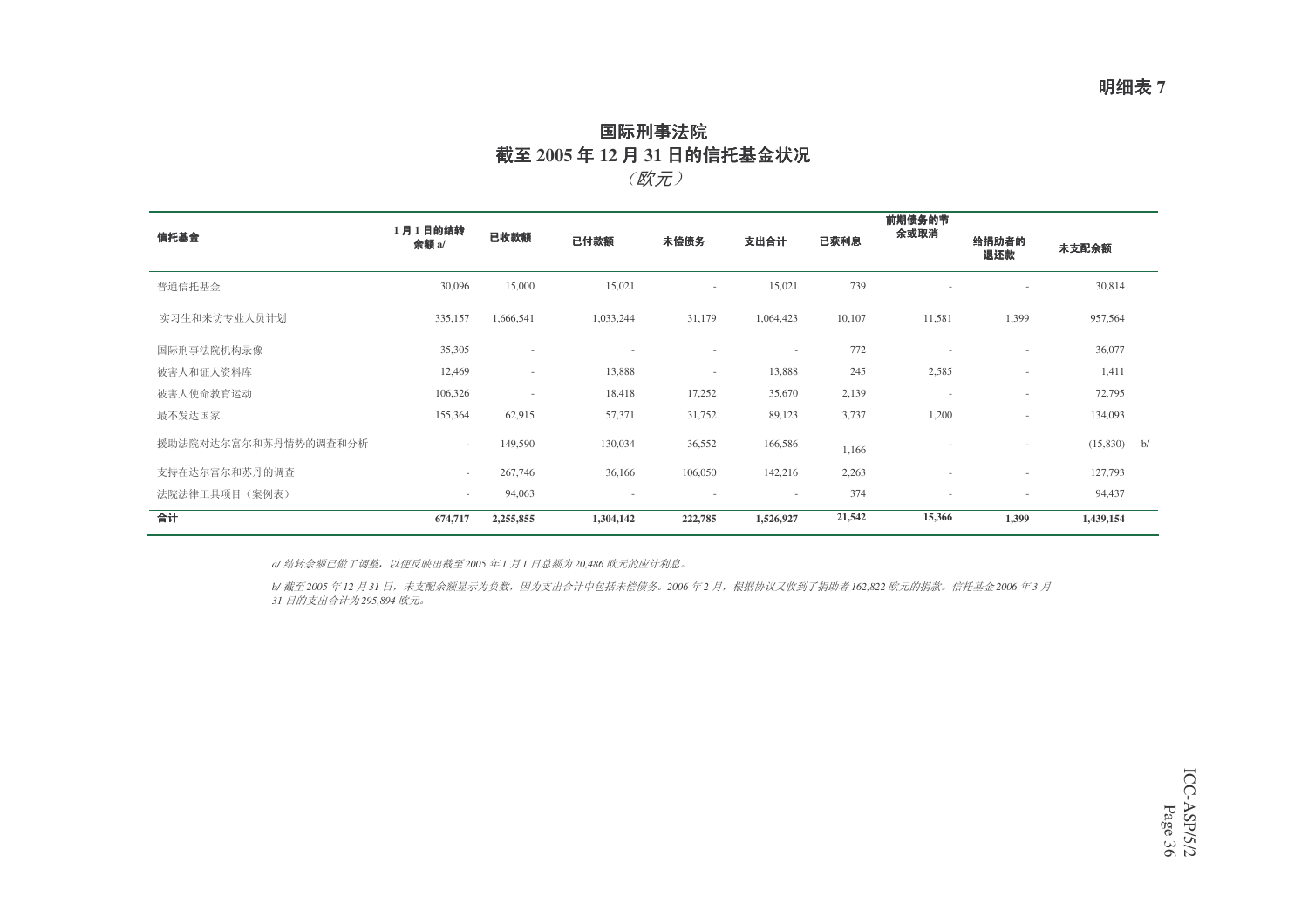明细表 7

# 国际刑事法院
## 截至 2005 年 12 月 31 日的信托基金状况
*（欧元）*

| 信托基金 | 1 月 1 日的结转余额 a/ | 已收款额 | 已付款额 | 未偿债务 | 支出合计 | 已获利息 | 前期债务的节余或取消 | 给捐助者的退还款 | 未支配余额 | |
|---|---|---|---|---|---|---|---|---|---|---|
| 普通信托基金 | 30,096 | 15,000 | 15,021 | - | 15,021 | 739 | - | - | 30,814 | |
| 实习生和来访专业人员计划 | 335,157 | 1,666,541 | 1,033,244 | 31,179 | 1,064,423 | 10,107 | 11,581 | 1,399 | 957,564 | |
| 国际刑事法院机构录像 | 35,305 | - | - | - | - | 772 | - | - | 36,077 | |
| 被害人和证人资料库 | 12,469 | - | 13,888 | - | 13,888 | 245 | 2,585 | - | 1,411 | |
| 被害人使命教育运动 | 106,326 | - | 18,418 | 17,252 | 35,670 | 2,139 | - | - | 72,795 | |
| 最不发达国家 | 155,364 | 62,915 | 57,371 | 31,752 | 89,123 | 3,737 | 1,200 | - | 134,093 | |
| 援助法院对达尔富尔和苏丹情势的调查和分析 | - | 149,590 | 130,034 | 36,552 | 166,586 | 1,166 | - | - | (15,830) | b/ |
| 支持在达尔富尔和苏丹的调查 | - | 267,746 | 36,166 | 106,050 | 142,216 | 2,263 | - | - | 127,793 | |
| 法院法律工具项目（案例表） | - | 94,063 | - | - | - | 374 | - | - | 94,437 | |
| **合计** | **674,717** | **2,255,855** | **1,304,142** | **222,785** | **1,526,927** | **21,542** | **15,366** | **1,399** | **1,439,154** | |

*a/ 结转余额已做了调整，以便反映出截至 2005 年 1 月 1 日总额为 20,486 欧元的应计利息。*

*b/ 截至 2005 年 12 月 31 日，未支配余额显示为负数，因为支出合计中包括未偿债务。2006 年 2 月，根据协议又收到了捐助者 162,822 欧元的捐款。信托基金 2006 年 3 月 31 日的支出合计为 295,894 欧元。*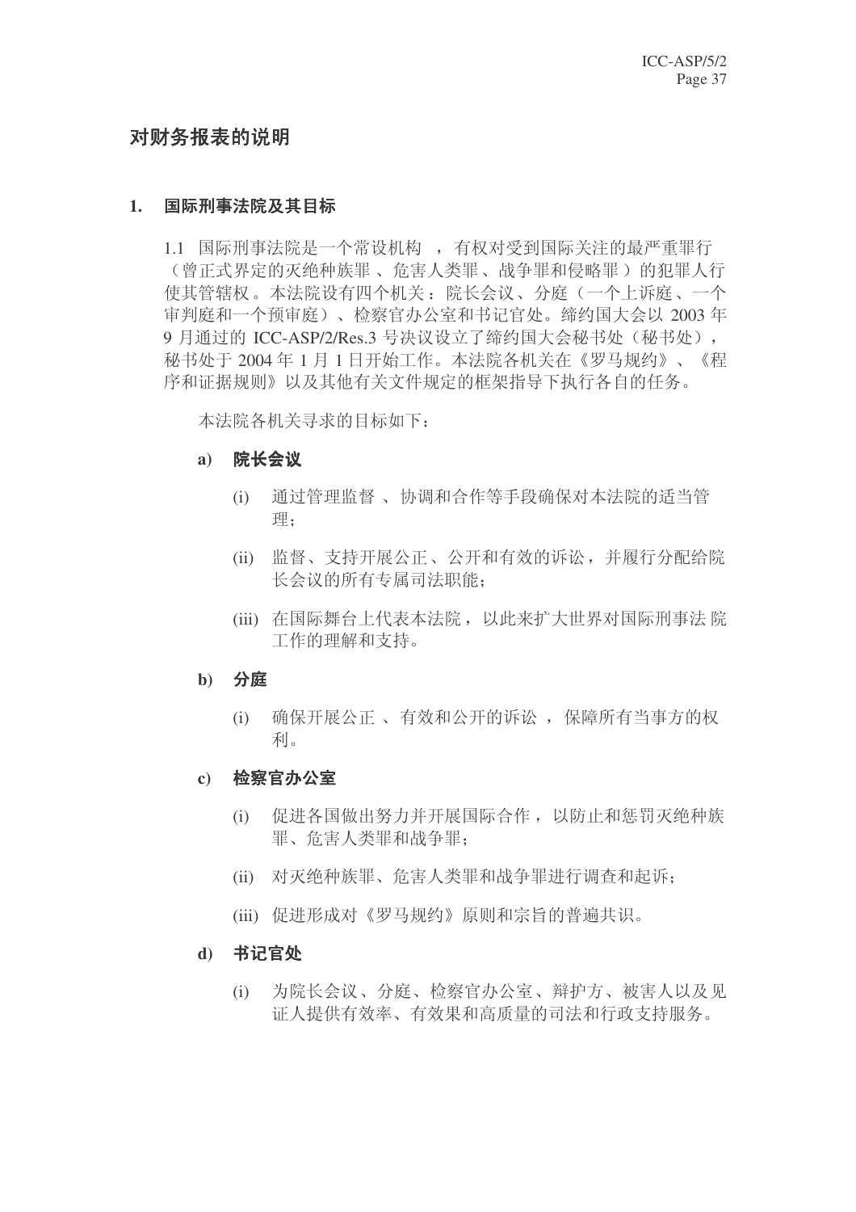## 对财务报表的说明

### 1. 国际刑事法院及其目标

1.1 国际刑事法院是一个常设机构，有权对受到国际关注的最严重罪行（曾正式界定的灭绝种族罪、危害人类罪、战争罪和侵略罪）的犯罪人行使其管辖权。本法院设有四个机关：院长会议、分庭（一个上诉庭、一个审判庭和一个预审庭）、检察官办公室和书记官处。缔约国大会以 2003 年 9 月通过的 ICC-ASP/2/Res.3 号决议设立了缔约国大会秘书处（秘书处），秘书处于 2004 年 1 月 1 日开始工作。本法院各机关在《罗马规约》、《程序和证据规则》以及其他有关文件规定的框架指导下执行各自的任务。

本法院各机关寻求的目标如下：

**a) 院长会议**

(i) 通过管理监督、协调和合作等手段确保对本法院的适当管理；

(ii) 监督、支持开展公正、公开和有效的诉讼，并履行分配给院长会议的所有专属司法职能；

(iii) 在国际舞台上代表本法院，以此来扩大世界对国际刑事法院工作的理解和支持。

**b) 分庭**

(i) 确保开展公正、有效和公开的诉讼，保障所有当事方的权利。

**c) 检察官办公室**

(i) 促进各国做出努力并开展国际合作，以防止和惩罚灭绝种族罪、危害人类罪和战争罪；

(ii) 对灭绝种族罪、危害人类罪和战争罪进行调查和起诉；

(iii) 促进形成对《罗马规约》原则和宗旨的普遍共识。

**d) 书记官处**

(i) 为院长会议、分庭、检察官办公室、辩护方、被害人以及见证人提供有效率、有效果和高质量的司法和行政支持服务。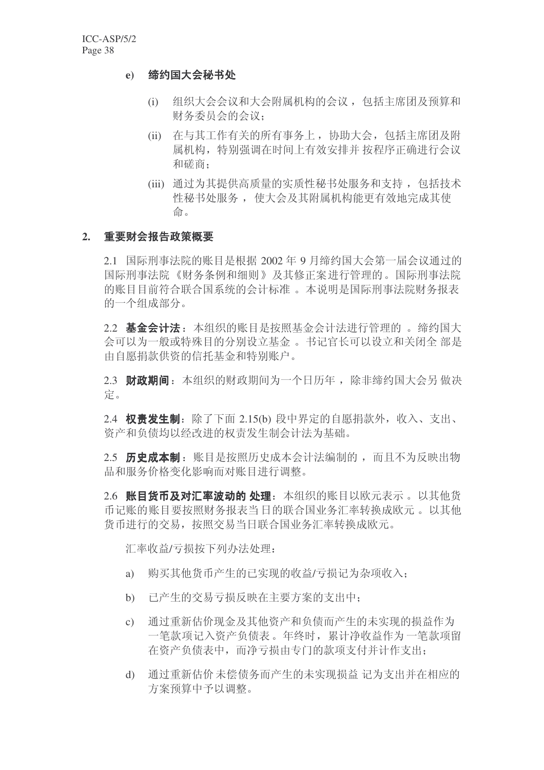**e) 缔约国大会秘书处**

(i) 组织大会会议和大会附属机构的会议，包括主席团及预算和财务委员会的会议；

(ii) 在与其工作有关的所有事务上，协助大会，包括主席团及附属机构，特别强调在时间上有效安排并按程序正确进行会议和磋商；

(iii) 通过为其提供高质量的实质性秘书处服务和支持，包括技术性秘书处服务，使大会及其附属机构能更有效地完成其使命。

## 2. 重要财会报告政策概要

2.1 国际刑事法院的账目是根据 2002 年 9 月缔约国大会第一届会议通过的国际刑事法院《财务条例和细则》及其修正案进行管理的。国际刑事法院的账目目前符合联合国系统的会计标准。本说明是国际刑事法院财务报表的一个组成部分。

2.2 **基金会计法**：本组织的账目是按照基金会计法进行管理的。缔约国大会可以为一般或特殊目的分别设立基金。书记官长可以设立和关闭全部是由自愿捐款供资的信托基金和特别账户。

2.3 **财政期间**：本组织的财政期间为一个日历年，除非缔约国大会另做决定。

2.4 **权责发生制**：除了下面 2.15(b) 段中界定的自愿捐款外，收入、支出、资产和负债均以经改进的权责发生制会计法为基础。

2.5 **历史成本制**：账目是按照历史成本会计法编制的，而且不为反映出物品和服务价格变化影响而对账目进行调整。

2.6 **账目货币及对汇率波动的处理**：本组织的账目以欧元表示。以其他货币记账的账目要按照财务报表当日的联合国业务汇率转换成欧元。以其他货币进行的交易，按照交易当日联合国业务汇率转换成欧元。

汇率收益/亏损按下列办法处理：

a) 购买其他货币产生的已实现的收益/亏损记为杂项收入；

b) 已产生的交易亏损反映在主要方案的支出中；

c) 通过重新估价现金及其他资产和负债而产生的未实现的损益作为一笔款项记入资产负债表。年终时，累计净收益作为一笔款项留在资产负债表中，而净亏损由专门的款项支付并计作支出；

d) 通过重新估价未偿债务而产生的未实现损益记为支出并在相应的方案预算中予以调整。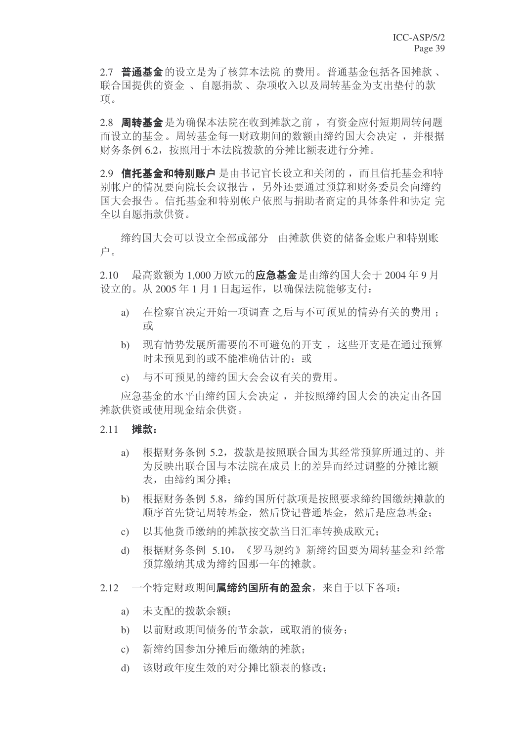2.7 **普通基金**的设立是为了核算本法院的费用。普通基金包括各国摊款、联合国提供的资金、自愿捐款、杂项收入以及周转基金为支出垫付的款项。

2.8 **周转基金**是为确保本法院在收到摊款之前，有资金应付短期周转问题而设立的基金。周转基金每一财政期间的数额由缔约国大会决定，并根据财务条例 6.2，按照用于本法院拨款的分摊比额表进行分摊。

2.9 **信托基金和特别账户**是由书记官长设立和关闭的，而且信托基金和特别帐户的情况要向院长会议报告，另外还要通过预算和财务委员会向缔约国大会报告。信托基金和特别帐户依照与捐助者商定的具体条件和协定完全以自愿捐款供资。

缔约国大会可以设立全部或部分 由摊款供资的储备金账户和特别账户。

2.10 最高数额为 1,000 万欧元的**应急基金**是由缔约国大会于 2004 年 9 月设立的。从 2005 年 1 月 1 日起运作，以确保法院能够支付：

a) 在检察官决定开始一项调查之后与不可预见的情势有关的费用；或

b) 现有情势发展所需要的不可避免的开支，这些开支是在通过预算时未预见到的或不能准确估计的；或

c) 与不可预见的缔约国大会会议有关的费用。

应急基金的水平由缔约国大会决定，并按照缔约国大会的决定由各国摊款供资或使用现金结余供资。

2.11 **摊款：**

a) 根据财务条例 5.2，拨款是按照联合国为其经常预算所通过的、并为反映出联合国与本法院在成员上的差异而经过调整的分摊比额表，由缔约国分摊；

b) 根据财务条例 5.8，缔约国所付款项是按照要求缔约国缴纳摊款的顺序首先贷记周转基金，然后贷记普通基金，然后是应急基金；

c) 以其他货币缴纳的摊款按交款当日汇率转换成欧元；

d) 根据财务条例 5.10，《罗马规约》新缔约国要为周转基金和经常预算缴纳其成为缔约国那一年的摊款。

2.12 一个特定财政期间**属缔约国所有的盈余**，来自于以下各项：

a) 未支配的拨款余额；

b) 以前财政期间债务的节余款，或取消的债务；

c) 新缔约国参加分摊后而缴纳的摊款；

d) 该财政年度生效的对分摊比额表的修改；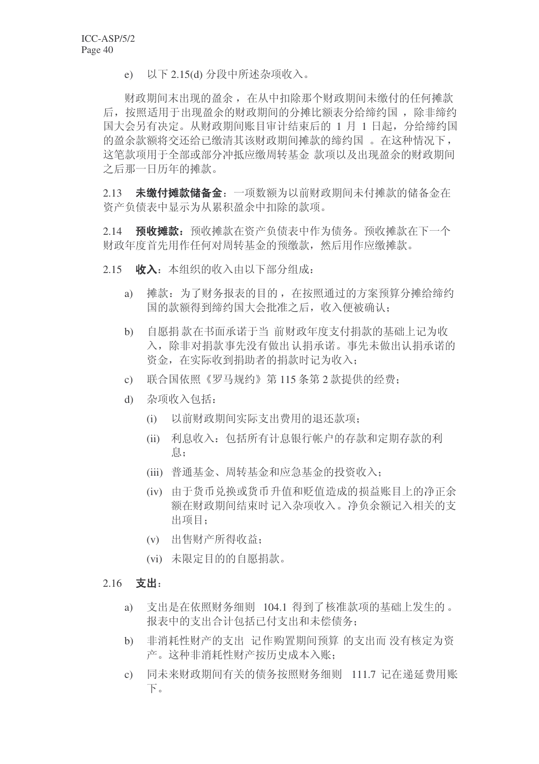e) 以下 2.15(d) 分段中所述杂项收入。

财政期间末出现的盈余，在从中扣除那个财政期间未缴付的任何摊款后，按照适用于出现盈余的财政期间的分摊比额表分给缔约国，除非缔约国大会另有决定。从财政期间账目审计结束后的 1 月 1 日起，分给缔约国的盈余款额将交还给已缴清其该财政期间摊款的缔约国。在这种情况下，这笔款项用于全部或部分冲抵应缴周转基金款项以及出现盈余的财政期间之后那一日历年的摊款。

2.13 **未缴付摊款储备金**：一项数额为以前财政期间未付摊款的储备金在资产负债表中显示为从累积盈余中扣除的款项。

2.14 **预收摊款**：预收摊款在资产负债表中作为债务。预收摊款在下一个财政年度首先用作任何对周转基金的预缴款，然后用作应缴摊款。

2.15 **收入**：本组织的收入由以下部分组成：

a) 摊款：为了财务报表的目的，在按照通过的方案预算分摊给缔约国的款额得到缔约国大会批准之后，收入便被确认；

b) 自愿捐款在书面承诺于当前财政年度支付捐款的基础上记为收入，除非对捐款事先没有做出认捐承诺。事先未做出认捐承诺的资金，在实际收到捐助者的捐款时记为收入；

c) 联合国依照《罗马规约》第 115 条第 2 款提供的经费；

d) 杂项收入包括：

(i) 以前财政期间实际支出费用的退还款项；

(ii) 利息收入：包括所有计息银行帐户的存款和定期存款的利息；

(iii) 普通基金、周转基金和应急基金的投资收入；

(iv) 由于货币兑换或货币升值和贬值造成的损益账目上的净正余额在财政期间结束时记入杂项收入。净负余额记入相关的支出项目；

(v) 出售财产所得收益；

(vi) 未限定目的的自愿捐款。

2.16 **支出**：

a) 支出是在依照财务细则 104.1 得到了核准款项的基础上发生的。报表中的支出合计包括已付支出和未偿债务；

b) 非消耗性财产的支出记作购置期间预算的支出而没有核定为资产。这种非消耗性财产按历史成本入账；

c) 同未来财政期间有关的债务按照财务细则 111.7 记在递延费用账下。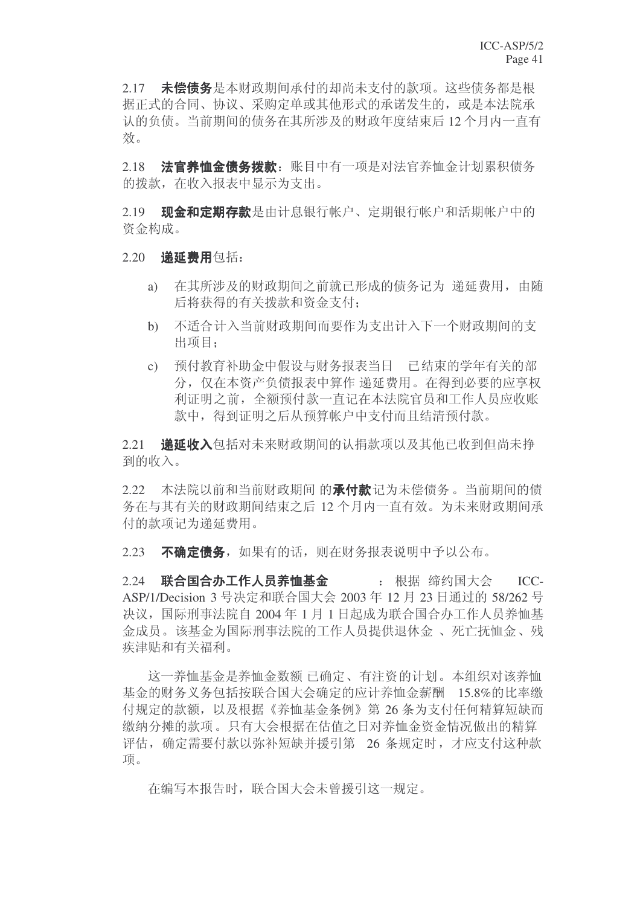2.17 **未偿债务**是本财政期间承付的却尚未支付的款项。这些债务都是根据正式的合同、协议、采购定单或其他形式的承诺发生的，或是本法院承认的负债。当前期间的债务在其所涉及的财政年度结束后 12 个月内一直有效。

2.18 **法官养恤金债务拨款**：账目中有一项是对法官养恤金计划累积债务的拨款，在收入报表中显示为支出。

2.19 **现金和定期存款**是由计息银行帐户、定期银行帐户和活期帐户中的资金构成。

2.20 **递延费用**包括：

a) 在其所涉及的财政期间之前就已形成的债务记为 递延费用，由随后将获得的有关拨款和资金支付；

b) 不适合计入当前财政期间而要作为支出计入下一个财政期间的支出项目；

c) 预付教育补助金中假设与财务报表当日 已结束的学年有关的部分，仅在本资产负债报表中算作 递延费用。在得到必要的应享权利证明之前，全额预付款一直记在本法院官员和工作人员应收账款中，得到证明之后从预算帐户中支付而且结清预付款。

2.21 **递延收入**包括对未来财政期间的认捐款项以及其他已收到但尚未挣到的收入。

2.22 本法院以前和当前财政期间 的**承付款**记为未偿债务。当前期间的债务在与其有关的财政期间结束之后 12 个月内一直有效。为未来财政期间承付的款项记为递延费用。

2.23 **不确定债务**，如果有的话，则在财务报表说明中予以公布。

2.24 **联合国合办工作人员养恤基金**：根据 缔约国大会 ICC-ASP/1/Decision 3 号决定和联合国大会 2003 年 12 月 23 日通过的 58/262 号决议，国际刑事法院自 2004 年 1 月 1 日起成为联合国合办工作人员养恤基金成员。该基金为国际刑事法院的工作人员提供退休金 、死亡抚恤金、残疾津贴和有关福利。

这一养恤基金是养恤金数额 已确定、有注资的计划。本组织对该养恤基金的财务义务包括按联合国大会确定的应计养恤金薪酬 15.8%的比率缴付规定的款额，以及根据《养恤基金条例》第 26 条为支付任何精算短缺而缴纳分摊的款项 。只有大会根据在估值之日对养恤金资金情况做出的精算评估，确定需要付款以弥补短缺并援引第 26 条规定时，才应支付这种款项。

在编写本报告时，联合国大会未曾援引这一规定。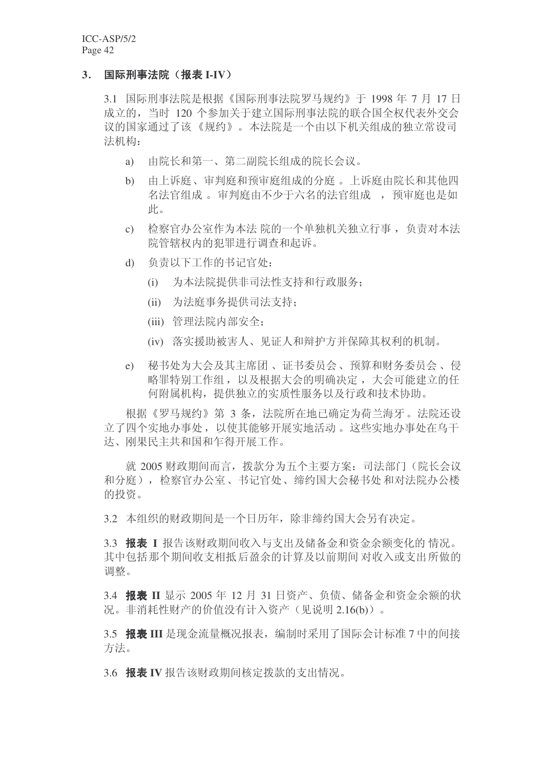### 3. 国际刑事法院（报表 I-IV）

3.1 国际刑事法院是根据《国际刑事法院罗马规约》于 1998 年 7 月 17 日成立的，当时 120 个参加关于建立国际刑事法院的联合国全权代表外交会议的国家通过了该《规约》。本法院是一个由以下机关组成的独立常设司法机构：

a) 由院长和第一、第二副院长组成的院长会议。

b) 由上诉庭、审判庭和预审庭组成的分庭。上诉庭由院长和其他四名法官组成。审判庭由不少于六名的法官组成，预审庭也是如此。

c) 检察官办公室作为本法院的一个单独机关独立行事，负责对本法院管辖权内的犯罪进行调查和起诉。

d) 负责以下工作的书记官处：

   (i) 为本法院提供非司法性支持和行政服务；

   (ii) 为法庭事务提供司法支持；

   (iii) 管理法院内部安全；

   (iv) 落实援助被害人、见证人和辩护方并保障其权利的机制。

e) 秘书处为大会及其主席团、证书委员会、预算和财务委员会、侵略罪特别工作组，以及根据大会的明确决定，大会可能建立的任何附属机构，提供独立的实质性服务以及行政和技术协助。

根据《罗马规约》第 3 条，法院所在地已确定为荷兰海牙。法院还设立了四个实地办事处，以使其能够开展实地活动。这些实地办事处在乌干达、刚果民主共和国和乍得开展工作。

就 2005 财政期间而言，拨款分为五个主要方案：司法部门（院长会议和分庭），检察官办公室、书记官处、缔约国大会秘书处和对法院办公楼的投资。

3.2 本组织的财政期间是一个日历年，除非缔约国大会另有决定。

3.3 **报表 I** 报告该财政期间收入与支出及储备金和资金余额变化的情况。其中包括那个期间收支相抵后盈余的计算及以前期间对收入或支出所做的调整。

3.4 **报表 II** 显示 2005 年 12 月 31 日资产、负债、储备金和资金余额的状况。非消耗性财产的价值没有计入资产（见说明 2.16(b)）。

3.5 **报表 III** 是现金流量概况报表，编制时采用了国际会计标准 7 中的间接方法。

3.6 **报表 IV** 报告该财政期间核定拨款的支出情况。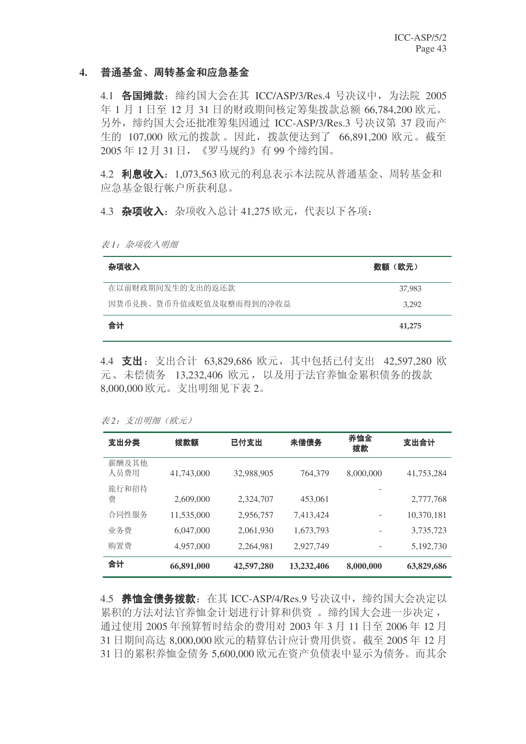## 4. 普通基金、周转基金和应急基金

4.1 **各国摊款**：缔约国大会在其 ICC/ASP/3/Res.4 号决议中，为法院 2005 年 1 月 1 日至 12 月 31 日的财政期间核定筹集拨款总额 66,784,200 欧元。另外，缔约国大会还批准筹集因通过 ICC-ASP/3/Res.3 号决议第 37 段而产生的 107,000 欧元的拨款。因此，拨款便达到了 66,891,200 欧元。截至 2005 年 12 月 31 日，《罗马规约》有 99 个缔约国。

4.2 **利息收入**：1,073,563 欧元的利息表示本法院从普通基金、周转基金和应急基金银行帐户所获利息。

4.3 **杂项收入**：杂项收入总计 41,275 欧元，代表以下各项：

*表 1：杂项收入明细*

| 杂项收入 | 数额（欧元） |
|---|---|
| 在以前财政期间发生的支出的返还款 | 37,983 |
| 因货币兑换、货币升值或贬值及取整而得到的净收益 | 3,292 |
| **合计** | **41,275** |

4.4 **支出**：支出合计 63,829,686 欧元，其中包括已付支出 42,597,280 欧元、未偿债务 13,232,406 欧元，以及用于法官养恤金累积债务的拨款 8,000,000 欧元。支出明细见下表 2。

*表 2：支出明细（欧元）*

| 支出分类 | 拨款额 | 已付支出 | 未偿债务 | 养恤金拨款 | 支出合计 |
|---|---|---|---|---|---|
| 薪酬及其他人员费用 | 41,743,000 | 32,988,905 | 764,379 | 8,000,000 | 41,753,284 |
| 旅行和招待费 | 2,609,000 | 2,324,707 | 453,061 | - | 2,777,768 |
| 合同性服务 | 11,535,000 | 2,956,757 | 7,413,424 | - | 10,370,181 |
| 业务费 | 6,047,000 | 2,061,930 | 1,673,793 | - | 3,735,723 |
| 购置费 | 4,957,000 | 2,264,981 | 2,927,749 | - | 5,192,730 |
| **合计** | **66,891,000** | **42,597,280** | **13,232,406** | **8,000,000** | **63,829,686** |

4.5 **养恤金债务拨款**：在其 ICC-ASP/4/Res.9 号决议中，缔约国大会决定以累积的方法对法官养恤金计划进行计算和供资。缔约国大会进一步决定，通过使用 2005 年预算暂时结余的费用对 2003 年 3 月 11 日至 2006 年 12 月 31 日期间高达 8,000,000 欧元的精算估计应计费用供资。截至 2005 年 12 月 31 日的累积养恤金债务 5,600,000 欧元在资产负债表中显示为债务。而其余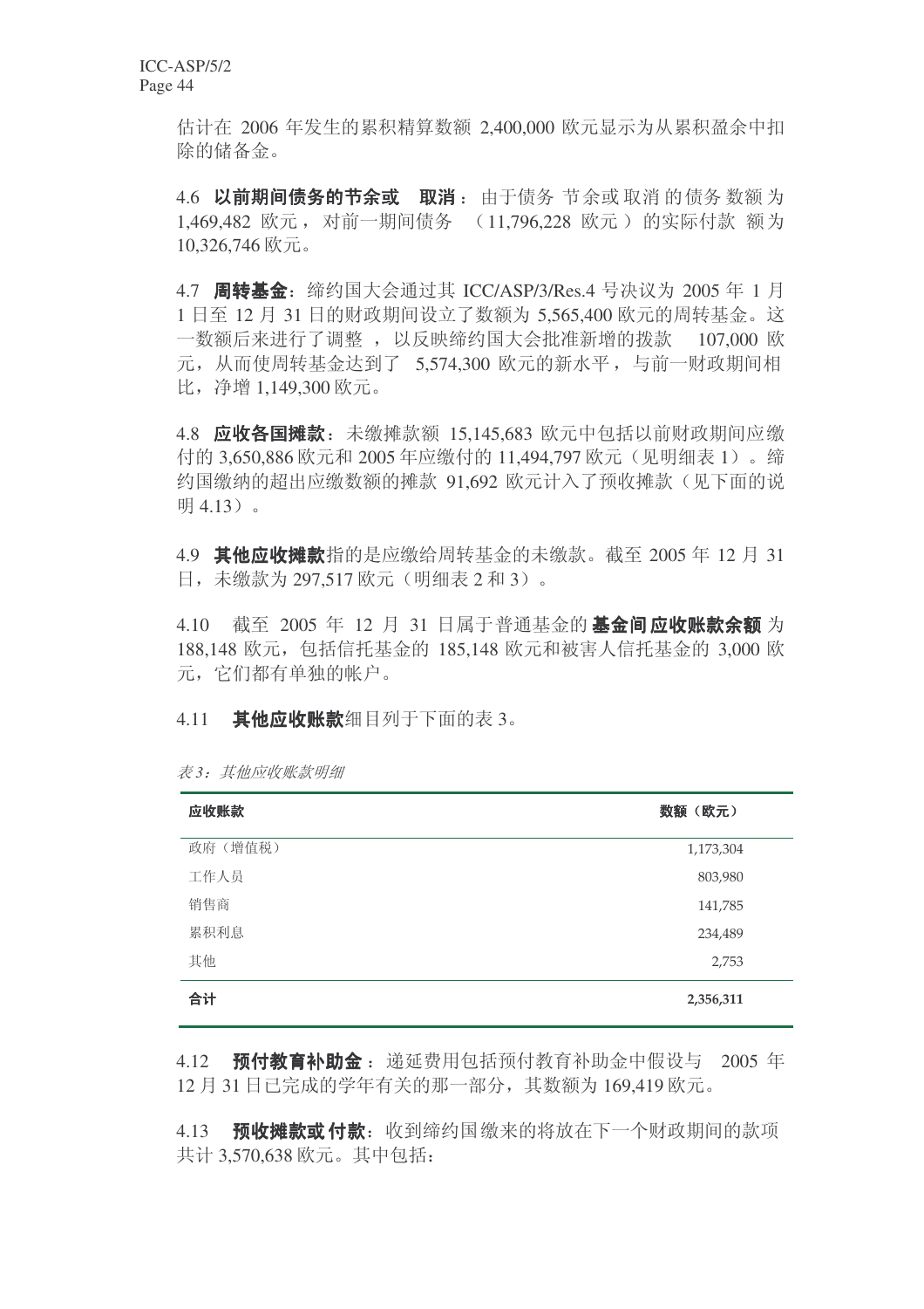估计在 2006 年发生的累积精算数额 2,400,000 欧元显示为从累积盈余中扣除的储备金。

4.6 **以前期间债务的节余或 取消**：由于债务 节余或取消 的债务 数额为 1,469,482 欧元，对前一期间债务 （11,796,228 欧元）的实际付款 额为 10,326,746 欧元。

4.7 **周转基金**：缔约国大会通过其 ICC/ASP/3/Res.4 号决议为 2005 年 1 月 1 日至 12 月 31 日的财政期间设立了数额为 5,565,400 欧元的周转基金。这一数额后来进行了调整，以反映缔约国大会批准新增的拨款 107,000 欧元，从而使周转基金达到了 5,574,300 欧元的新水平，与前一财政期间相比，净增 1,149,300 欧元。

4.8 **应收各国摊款**：未缴摊款额 15,145,683 欧元中包括以前财政期间应缴付的 3,650,886 欧元和 2005 年应缴付的 11,494,797 欧元（见明细表 1）。缔约国缴纳的超出应缴数额的摊款 91,692 欧元计入了预收摊款（见下面的说明 4.13）。

4.9 **其他应收摊款**指的是应缴给周转基金的未缴款。截至 2005 年 12 月 31 日，未缴款为 297,517 欧元（明细表 2 和 3）。

4.10 截至 2005 年 12 月 31 日属于普通基金的**基金间应收账款余额**为 188,148 欧元，包括信托基金的 185,148 欧元和被害人信托基金的 3,000 欧元，它们都有单独的帐户。

4.11 **其他应收账款**细目列于下面的表 3。

*表 3：其他应收账款明细*

| 应收账款 | 数额（欧元） |
|---|---:|
| 政府（增值税） | 1,173,304 |
| 工作人员 | 803,980 |
| 销售商 | 141,785 |
| 累积利息 | 234,489 |
| 其他 | 2,753 |
| **合计** | **2,356,311** |

4.12 **预付教育补助金**：递延费用包括预付教育补助金中假设与 2005 年 12 月 31 日已完成的学年有关的那一部分，其数额为 169,419 欧元。

4.13 **预收摊款或付款**：收到缔约国缴来的将放在下一个财政期间的款项共计 3,570,638 欧元。其中包括：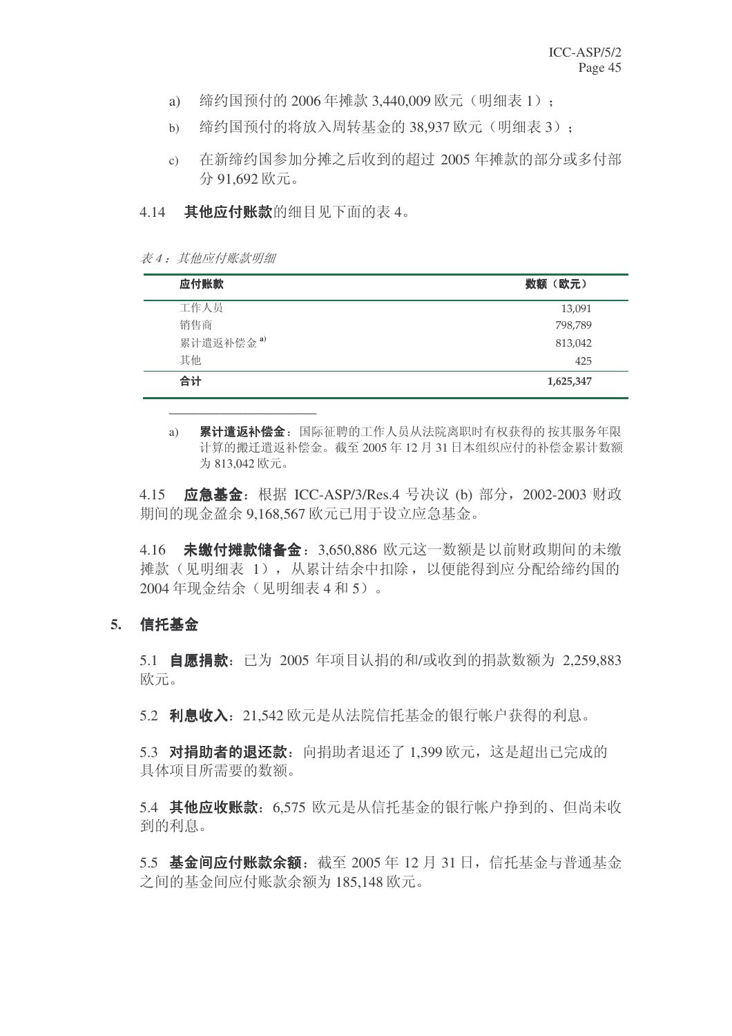a) 缔约国预付的 2006 年摊款 3,440,009 欧元（明细表 1）；

b) 缔约国预付的将放入周转基金的 38,937 欧元（明细表 3）；

c) 在新缔约国参加分摊之后收到的超过 2005 年摊款的部分或多付部分 91,692 欧元。

4.14 **其他应付账款**的细目见下面的表 4。

*表 4：其他应付账款明细*

| 应付账款 | 数额（欧元） |
|---|---|
| 工作人员 | 13,091 |
| 销售商 | 798,789 |
| 累计遣返补偿金 [a)] | 813,042 |
| 其他 | 425 |
| **合计** | **1,625,347** |

a) **累计遣返补偿金**：国际征聘的工作人员从法院离职时有权获得的按其服务年限计算的搬迁遣返补偿金。截至 2005 年 12 月 31 日本组织应付的补偿金累计数额为 813,042 欧元。

4.15 **应急基金**：根据 ICC-ASP/3/Res.4 号决议 (b) 部分，2002-2003 财政期间的现金盈余 9,168,567 欧元已用于设立应急基金。

4.16 **未缴付摊款储备金**：3,650,886 欧元这一数额是以前财政期间的未缴摊款（见明细表 1），从累计结余中扣除，以便能得到应分配给缔约国的 2004 年现金结余（见明细表 4 和 5）。

## 5. 信托基金

5.1 **自愿捐款**：已为 2005 年项目认捐的和/或收到的捐款数额为 2,259,883 欧元。

5.2 **利息收入**：21,542 欧元是从法院信托基金的银行帐户获得的利息。

5.3 **对捐助者的退还款**：向捐助者退还了 1,399 欧元，这是超出已完成的具体项目所需要的数额。

5.4 **其他应收账款**：6,575 欧元是从信托基金的银行帐户挣到的、但尚未收到的利息。

5.5 **基金间应付账款余额**：截至 2005 年 12 月 31 日，信托基金与普通基金之间的基金间应付账款余额为 185,148 欧元。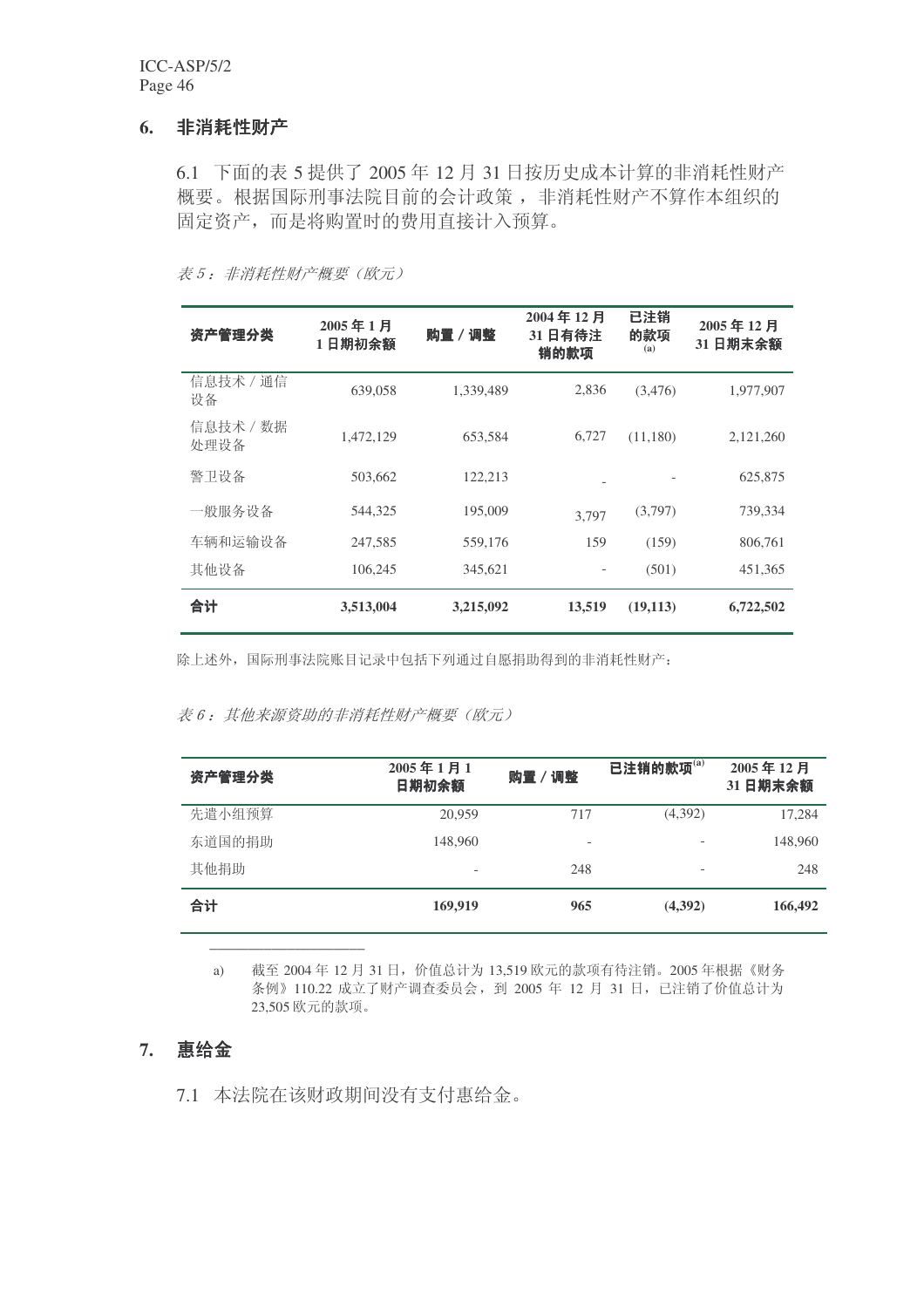## 6. 非消耗性财产

6.1 下面的表 5 提供了 2005 年 12 月 31 日按历史成本计算的非消耗性财产概要。根据国际刑事法院目前的会计政策，非消耗性财产不算作本组织的固定资产，而是将购置时的费用直接计入预算。

*表 5：非消耗性财产概要（欧元）*

| 资产管理分类 | 2005 年 1 月 1 日期初余额 | 购置 / 调整 | 2004 年 12 月 31 日有待注销的款项 | 已注销的款项 (a) | 2005 年 12 月 31 日期末余额 |
|---|---|---|---|---|---|
| 信息技术 / 通信设备 | 639,058 | 1,339,489 | 2,836 | (3,476) | 1,977,907 |
| 信息技术 / 数据处理设备 | 1,472,129 | 653,584 | 6,727 | (11,180) | 2,121,260 |
| 警卫设备 | 503,662 | 122,213 | - | - | 625,875 |
| 一般服务设备 | 544,325 | 195,009 | 3,797 | (3,797) | 739,334 |
| 车辆和运输设备 | 247,585 | 559,176 | 159 | (159) | 806,761 |
| 其他设备 | 106,245 | 345,621 | - | (501) | 451,365 |
| **合计** | **3,513,004** | **3,215,092** | **13,519** | **(19,113)** | **6,722,502** |

除上述外，国际刑事法院账目记录中包括下列通过自愿捐助得到的非消耗性财产：

*表 6：其他来源资助的非消耗性财产概要（欧元）*

| 资产管理分类 | 2005 年 1 月 1 日期初余额 | 购置 / 调整 | 已注销的款项[a] | 2005 年 12 月 31 日期末余额 |
|---|---|---|---|---|
| 先遣小组预算 | 20,959 | 717 | (4,392) | 17,284 |
| 东道国的捐助 | 148,960 | - | - | 148,960 |
| 其他捐助 | - | 248 | - | 248 |
| **合计** | **169,919** | **965** | **(4,392)** | **166,492** |

a) 截至 2004 年 12 月 31 日，价值总计为 13,519 欧元的款项有待注销。2005 年根据《财务条例》110.22 成立了财产调查委员会，到 2005 年 12 月 31 日，已注销了价值总计为 23,505 欧元的款项。

## 7. 惠给金

7.1 本法院在该财政期间没有支付惠给金。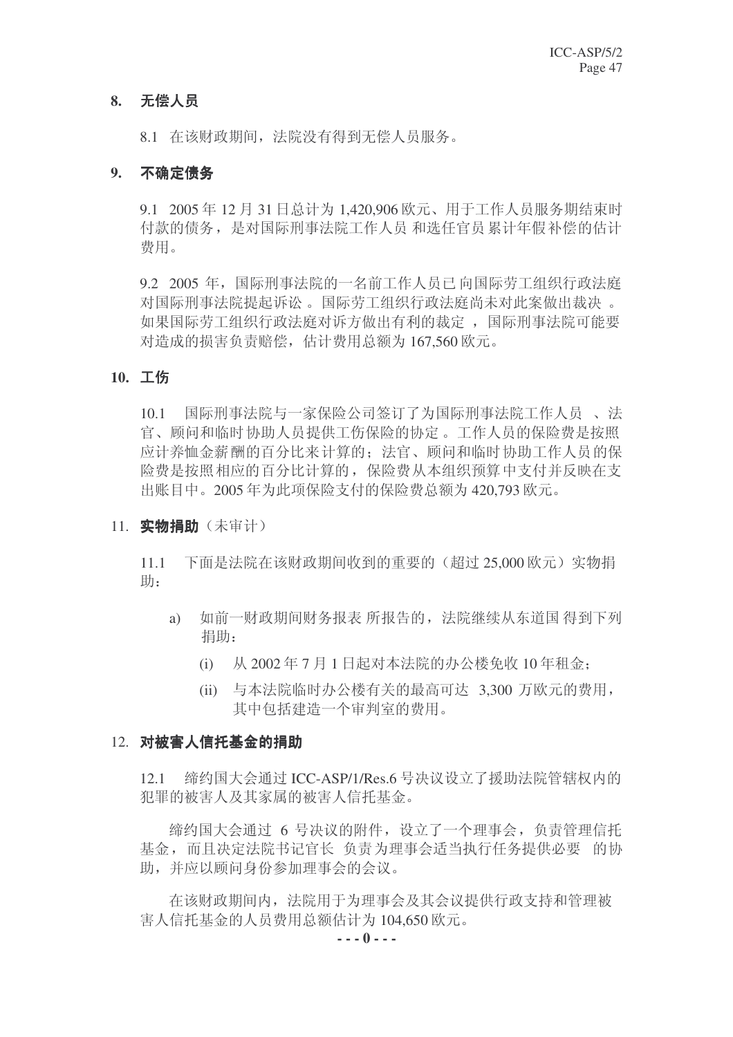## 8. 无偿人员

8.1 在该财政期间，法院没有得到无偿人员服务。

## 9. 不确定债务

9.1 2005 年 12 月 31 日总计为 1,420,906 欧元、用于工作人员服务期结束时付款的债务，是对国际刑事法院工作人员 和选任官员 累计年假补偿的估计费用。

9.2 2005 年，国际刑事法院的一名前工作人员已 向国际劳工组织行政法庭对国际刑事法院提起诉讼 。国际劳工组织行政法庭尚未对此案做出裁决 。如果国际劳工组织行政法庭对诉方做出有利的裁定 ，国际刑事法院可能要对造成的损害负责赔偿，估计费用总额为 167,560 欧元。

## 10. 工伤

10.1 国际刑事法院与一家保险公司签订了为国际刑事法院工作人员 、法官、顾问和临时 协助人员提供工伤保险的协定 。工作人员的保险费是按照应计养恤金薪酬的百分比来计算的；法官、顾问和临时 协助工作人员的保险费是按照相应的百分比计算的，保险费从本组织预算中支付并反映在支出账目中。2005 年为此项保险支付的保险费总额为 420,793 欧元。

## 11. 实物捐助（未审计）

11.1 下面是法院在该财政期间收到的重要的（超过 25,000 欧元）实物捐助：

a) 如前一财政期间财务报表 所报告的，法院继续从东道国 得到下列捐助：

(i) 从 2002 年 7 月 1 日起对本法院的办公楼免收 10 年租金；

(ii) 与本法院临时办公楼有关的最高可达 3,300 万欧元的费用，其中包括建造一个审判室的费用。

## 12. 对被害人信托基金的捐助

12.1 缔约国大会通过 ICC-ASP/1/Res.6 号决议设立了援助法院管辖权内的犯罪的被害人及其家属的被害人信托基金。

缔约国大会通过 6 号决议的附件，设立了一个理事会，负责管理信托基金，而且决定法院书记官长 负责为理事会适当执行任务提供必要 的协助，并应以顾问身份参加理事会的会议。

在该财政期间内，法院用于为理事会及其会议提供行政支持和管理被害人信托基金的人员费用总额估计为 104,650 欧元。

- - - 0 - - -